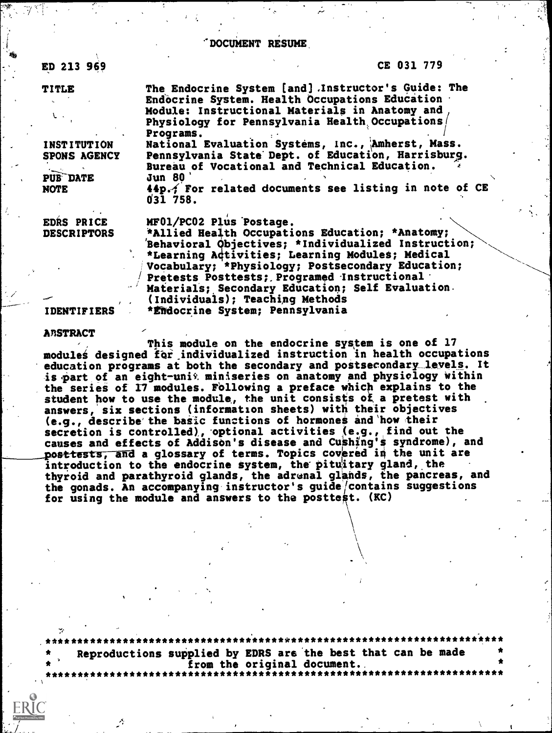# DOCUMENT RESUME

| | |
|---|---|
| ED 213 969 | CE 031 779 |
| TITLE | The Endocrine System [and] Instructor's Guide: The Endocrine System. Health Occupations Education Module: Instructional Materials in Anatomy and Physiology for Pennsylvania Health Occupations Programs. |
| INSTITUTION | National Evaluation Systems, Inc., Amherst, Mass. |
| SPONS AGENCY | Pennsylvania State Dept. of Education, Harrisburg. Bureau of Vocational and Technical Education. |
| PUB DATE | Jun 80 |
| NOTE | 44p.; For related documents see listing in note of CE 031 758. |
| EDRS PRICE | MF01/PC02 Plus Postage. |
| DESCRIPTORS | *Allied Health Occupations Education; *Anatomy; Behavioral Objectives; *Individualized Instruction; *Learning Activities; Learning Modules; Medical Vocabulary; *Physiology; Postsecondary Education; Pretests Posttests; Programed Instructional Materials; Secondary Education; Self Evaluation (Individuals); Teaching Methods |
| IDENTIFIERS | *Endocrine System; Pennsylvania |

## ABSTRACT

This module on the endocrine system is one of 17 modules designed for individualized instruction in health occupations education programs at both the secondary and postsecondary levels. It is part of an eight-unit miniseries on anatomy and physiology within the series of 17 modules. Following a preface which explains to the student how to use the module, the unit consists of a pretest with answers, six sections (information sheets) with their objectives (e.g., describe the basic functions of hormones and how their secretion is controlled), optional activities (e.g., find out the causes and effects of Addison's disease and Cushing's syndrome), and posttests, and a glossary of terms. Topics covered in the unit are introduction to the endocrine system, the pituitary gland, the thyroid and parathyroid glands, the adrenal glands, the pancreas, and the gonads. An accompanying instructor's guide contains suggestions for using the module and answers to the posttest. (KC)

***

Reproductions supplied by EDRS are the best that can be made from the original document.

***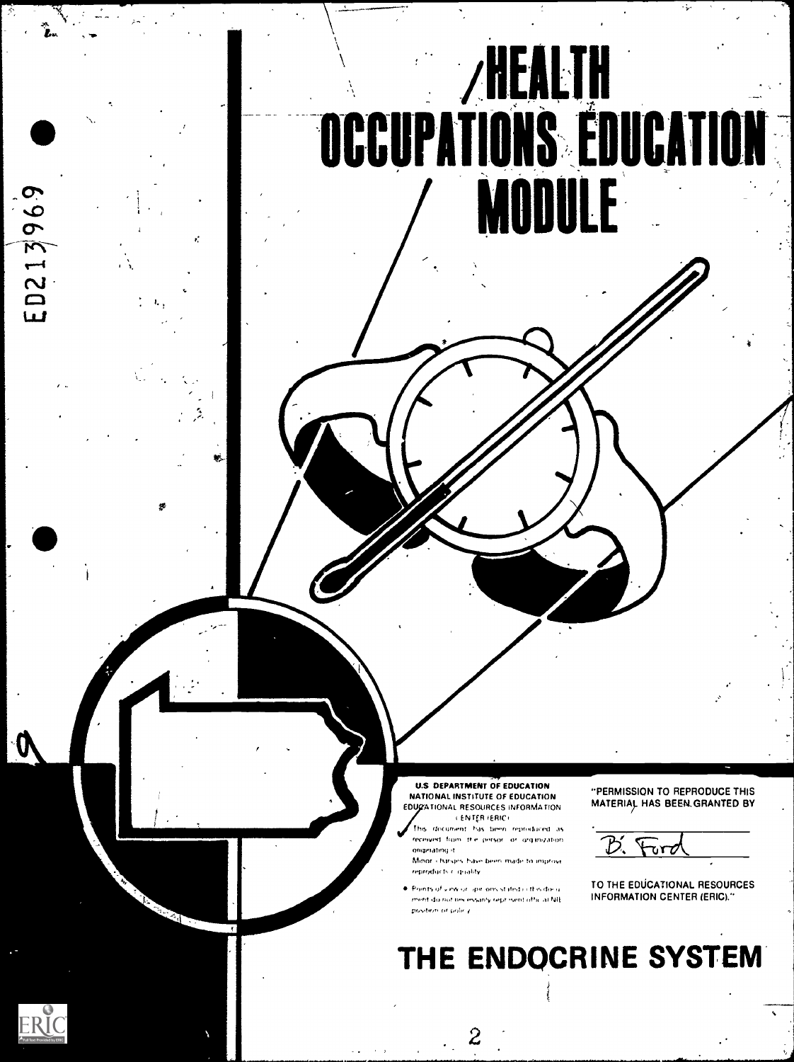# HEALTH OCCUPATIONS EDUCATION MODULE

ED213969

U.S. DEPARTMENT OF EDUCATION
NATIONAL INSTITUTE OF EDUCATION
EDUCATIONAL RESOURCES INFORMATION CENTER (ERIC)

- This document has been reproduced as received from the person or organization originating it.
- Minor changes have been made to improve reproduction quality.
- Points of view or opinions stated in this document do not necessarily represent official NIE position or policy.

"PERMISSION TO REPRODUCE THIS MATERIAL HAS BEEN GRANTED BY

B. Ford

TO THE EDUCATIONAL RESOURCES INFORMATION CENTER (ERIC)."

# THE ENDOCRINE SYSTEM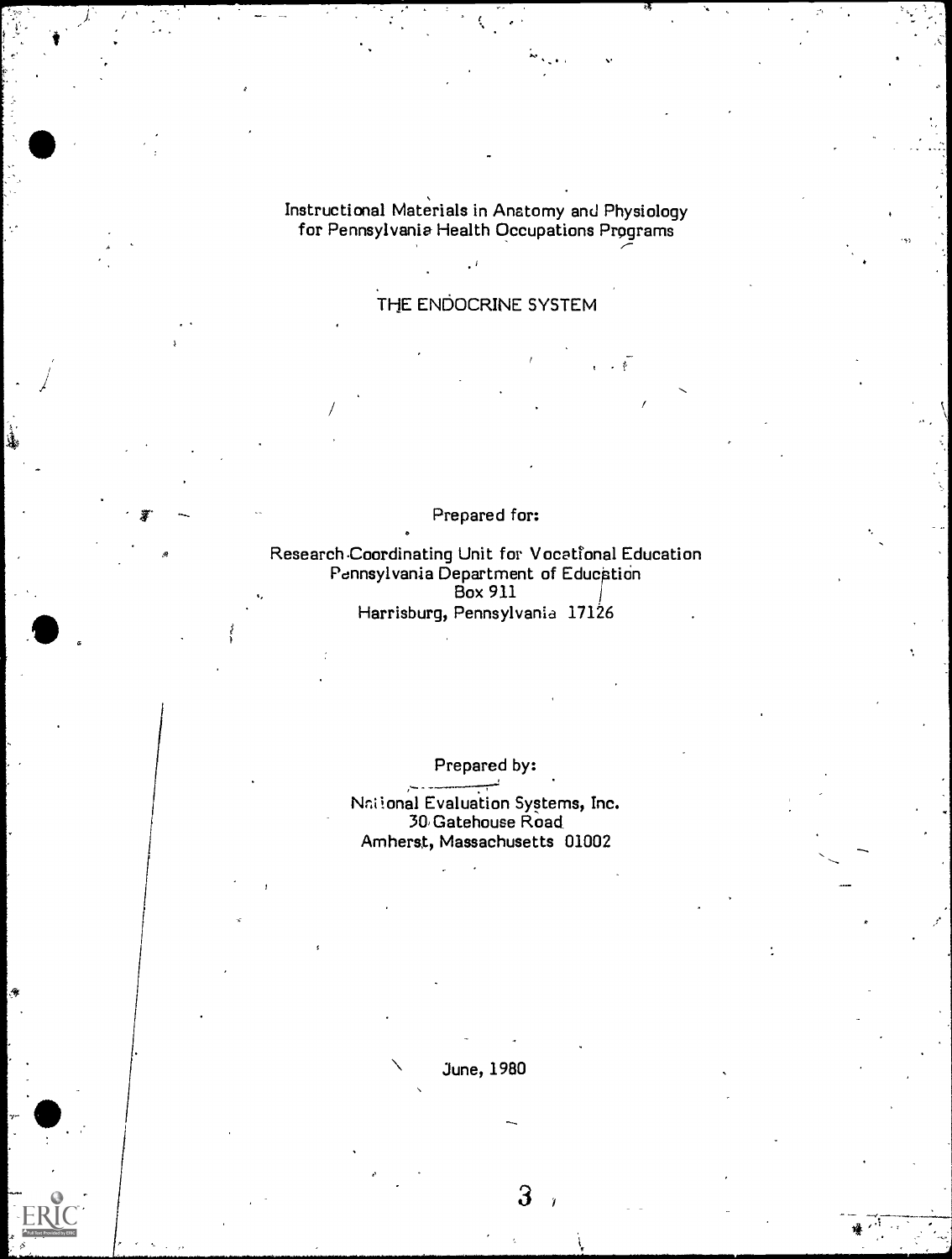Instructional Materials in Anatomy and Physiology
for Pennsylvania Health Occupations Programs

# THE ENDOCRINE SYSTEM

Prepared for:

Research Coordinating Unit for Vocational Education
Pennsylvania Department of Education
Box 911
Harrisburg, Pennsylvania 17126

Prepared by:

National Evaluation Systems, Inc.
30 Gatehouse Road
Amherst, Massachusetts 01002

June, 1980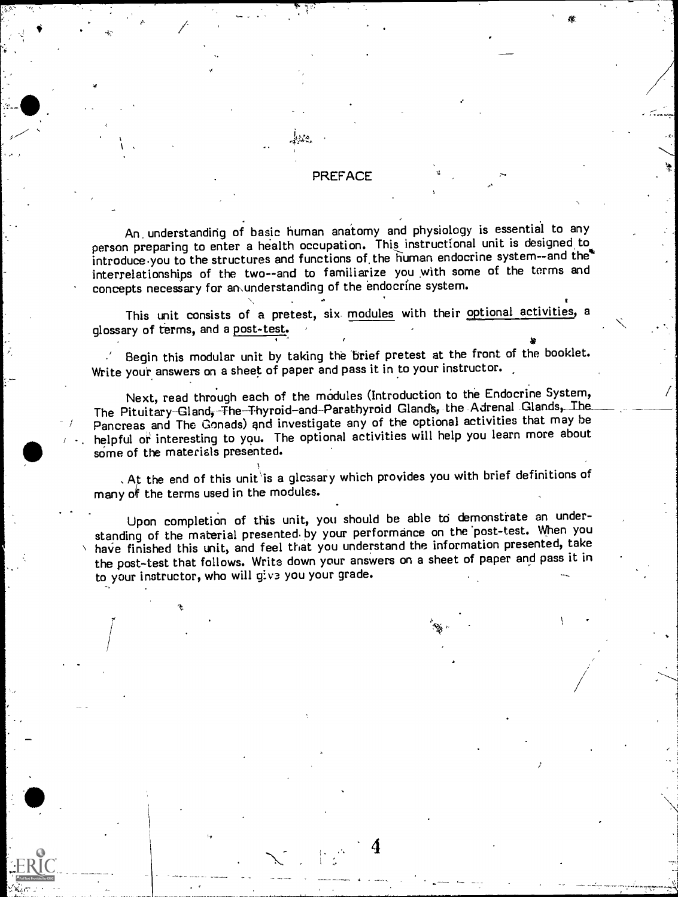# PREFACE

An understanding of basic human anatomy and physiology is essential to any person preparing to enter a health occupation. This instructional unit is designed to introduce you to the structures and functions of the human endocrine system--and the interrelationships of the two--and to familiarize you with some of the terms and concepts necessary for an understanding of the endocrine system.

This unit consists of a pretest, six modules with their optional activities, a glossary of terms, and a post-test.

Begin this modular unit by taking the brief pretest at the front of the booklet. Write your answers on a sheet of paper and pass it in to your instructor.

Next, read through each of the modules (Introduction to the Endocrine System, The Pituitary Gland, The Thyroid and Parathyroid Glands, the Adrenal Glands, The Pancreas and The Gonads) and investigate any of the optional activities that may be helpful or interesting to you. The optional activities will help you learn more about some of the materials presented.

At the end of this unit is a glossary which provides you with brief definitions of many of the terms used in the modules.

Upon completion of this unit, you should be able to demonstrate an understanding of the material presented by your performance on the post-test. When you have finished this unit, and feel that you understand the information presented, take the post-test that follows. Write down your answers on a sheet of paper and pass it in to your instructor, who will give you your grade.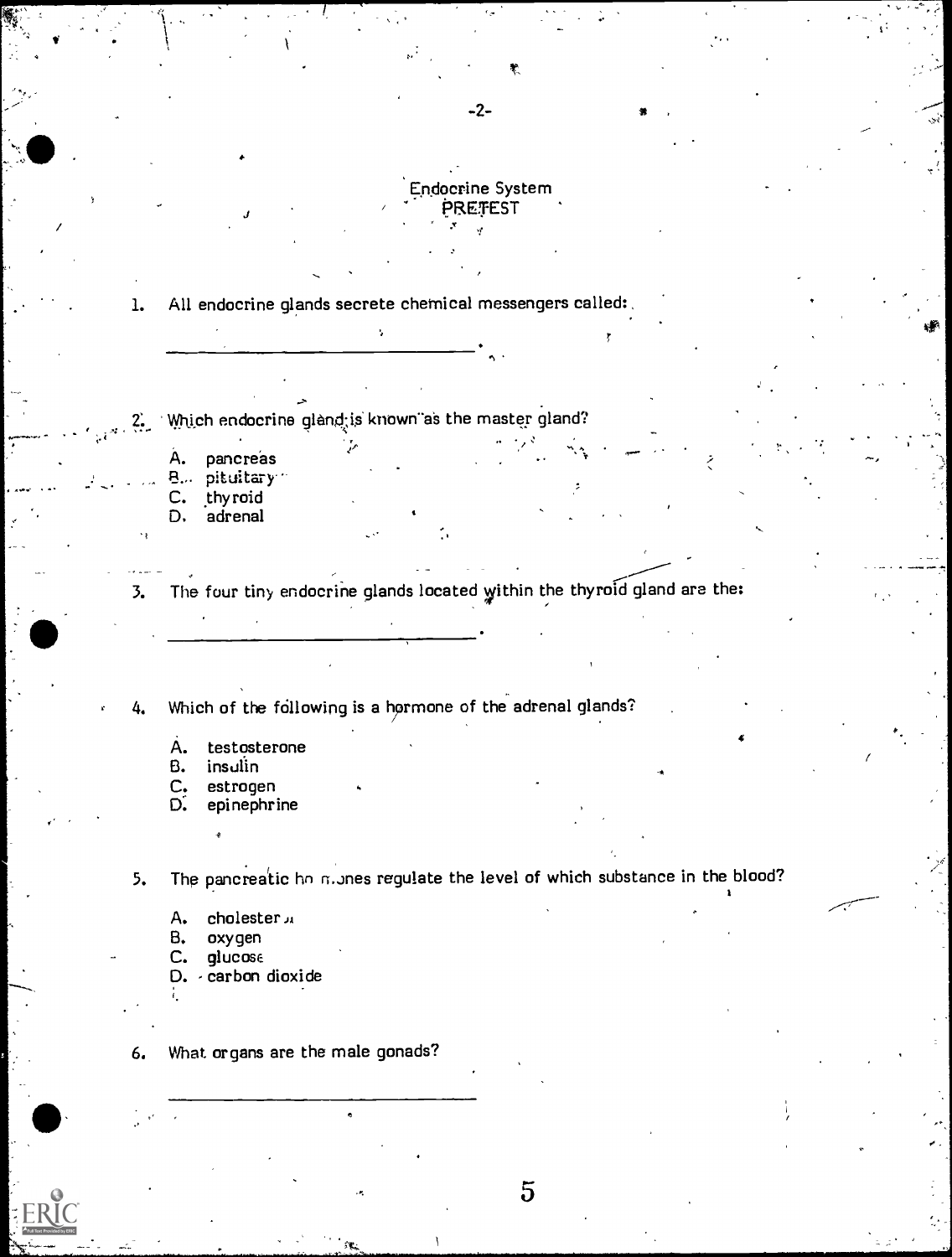# Endocrine System
## PRETEST

1. All endocrine glands secrete chemical messengers called:

   ______________________________.

2. Which endocrine gland is known as the master gland?

   A. pancreas
   B. pituitary
   C. thyroid
   D. adrenal

3. The four tiny endocrine glands located within the thyroid gland are the:

   ______________________________.

4. Which of the following is a hormone of the adrenal glands?

   A. testosterone
   B. insulin
   C. estrogen
   D. epinephrine

5. The pancreatic hormones regulate the level of which substance in the blood?

   A. cholesterol
   B. oxygen
   C. glucose
   D. carbon dioxide

6. What organs are the male gonads?

   ______________________________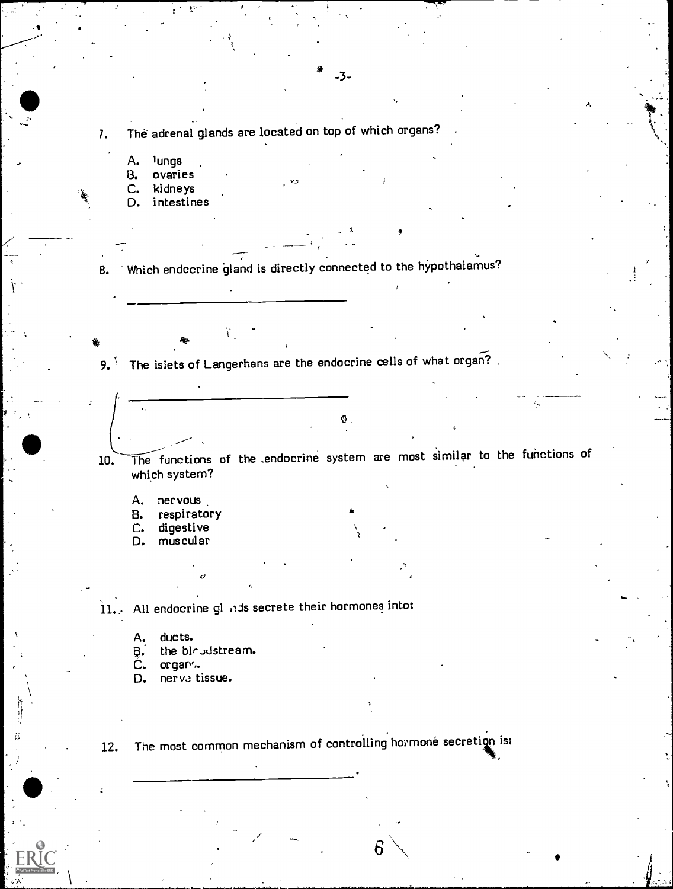7. The adrenal glands are located on top of which organs?

   A. lungs
   B. ovaries
   C. kidneys
   D. intestines

8. Which endocrine gland is directly connected to the hypothalamus?

   ______________________________

9. The islets of Langerhans are the endocrine cells of what organ?

   ______________________________

10. The functions of the endocrine system are most similar to the functions of which system?

    A. nervous
    B. respiratory
    C. digestive
    D. muscular

11. All endocrine glands secrete their hormones into:

    A. ducts.
    B. the bloodstream.
    C. organs.
    D. nerve tissue.

12. The most common mechanism of controlling hormone secretion is:

    ______________________________.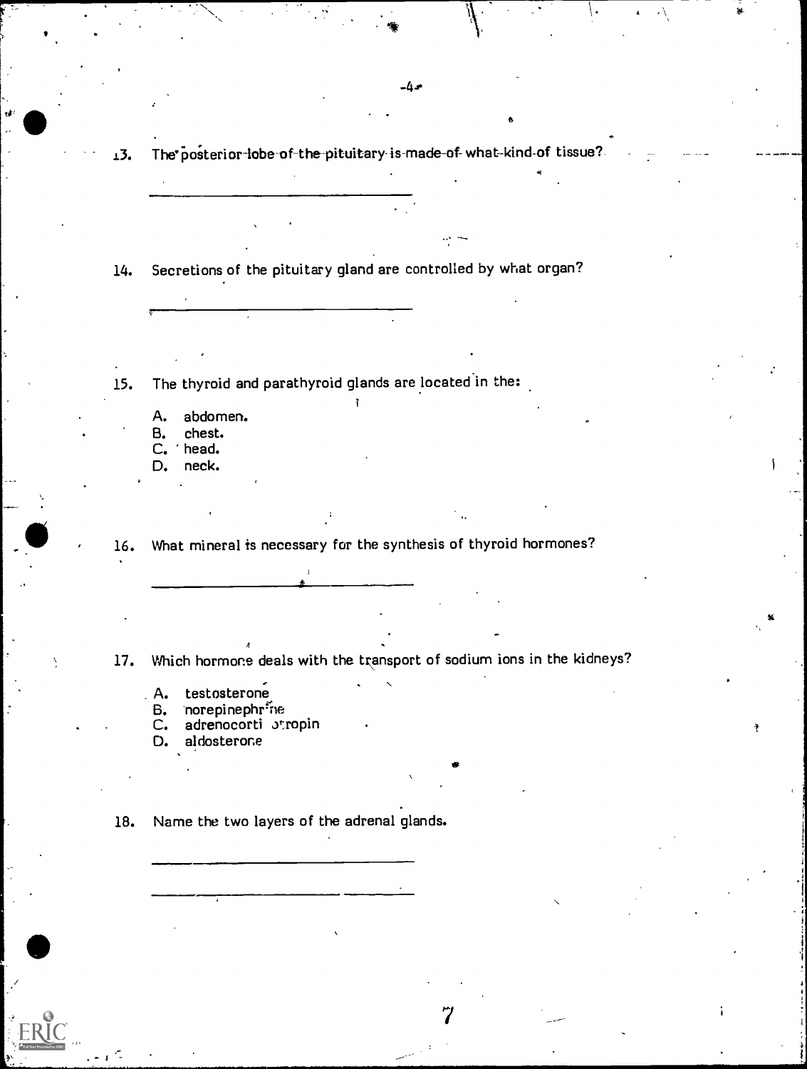13. The posterior lobe of the pituitary is made of what kind of tissue?

\_\_\_\_\_\_\_\_\_\_\_\_\_\_\_\_\_\_\_\_\_\_\_\_\_\_\_\_

14. Secretions of the pituitary gland are controlled by what organ?

\_\_\_\_\_\_\_\_\_\_\_\_\_\_\_\_\_\_\_\_\_\_\_\_\_\_\_\_

15. The thyroid and parathyroid glands are located in the:

    A. abdomen.
    B. chest.
    C. head.
    D. neck.

16. What mineral is necessary for the synthesis of thyroid hormones?

\_\_\_\_\_\_\_\_\_\_\_\_\_\_\_\_\_\_\_\_\_\_\_\_\_\_\_\_

17. Which hormone deals with the transport of sodium ions in the kidneys?

    A. testosterone
    B. norepinephrine
    C. adrenocorticotropin
    D. aldosterone

18. Name the two layers of the adrenal glands.

\_\_\_\_\_\_\_\_\_\_\_\_\_\_\_\_\_\_\_\_\_\_\_\_\_\_\_\_

\_\_\_\_\_\_\_\_\_\_\_\_\_\_\_\_\_\_\_\_\_\_\_\_\_\_\_\_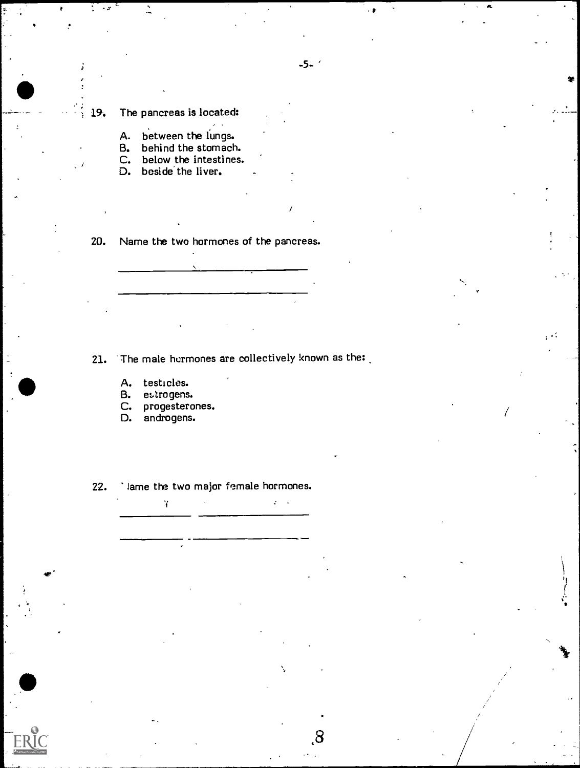19. The pancreas is located:

    A. between the lungs.
    B. behind the stomach.
    C. below the intestines.
    D. beside the liver.

20. Name the two hormones of the pancreas.

    ______________________________

    ______________________________

21. The male hormones are collectively known as the:

    A. testicles.
    B. estrogens.
    C. progesterones.
    D. androgens.

22. Name the two major female hormones.

    ______________________________

    ______________________________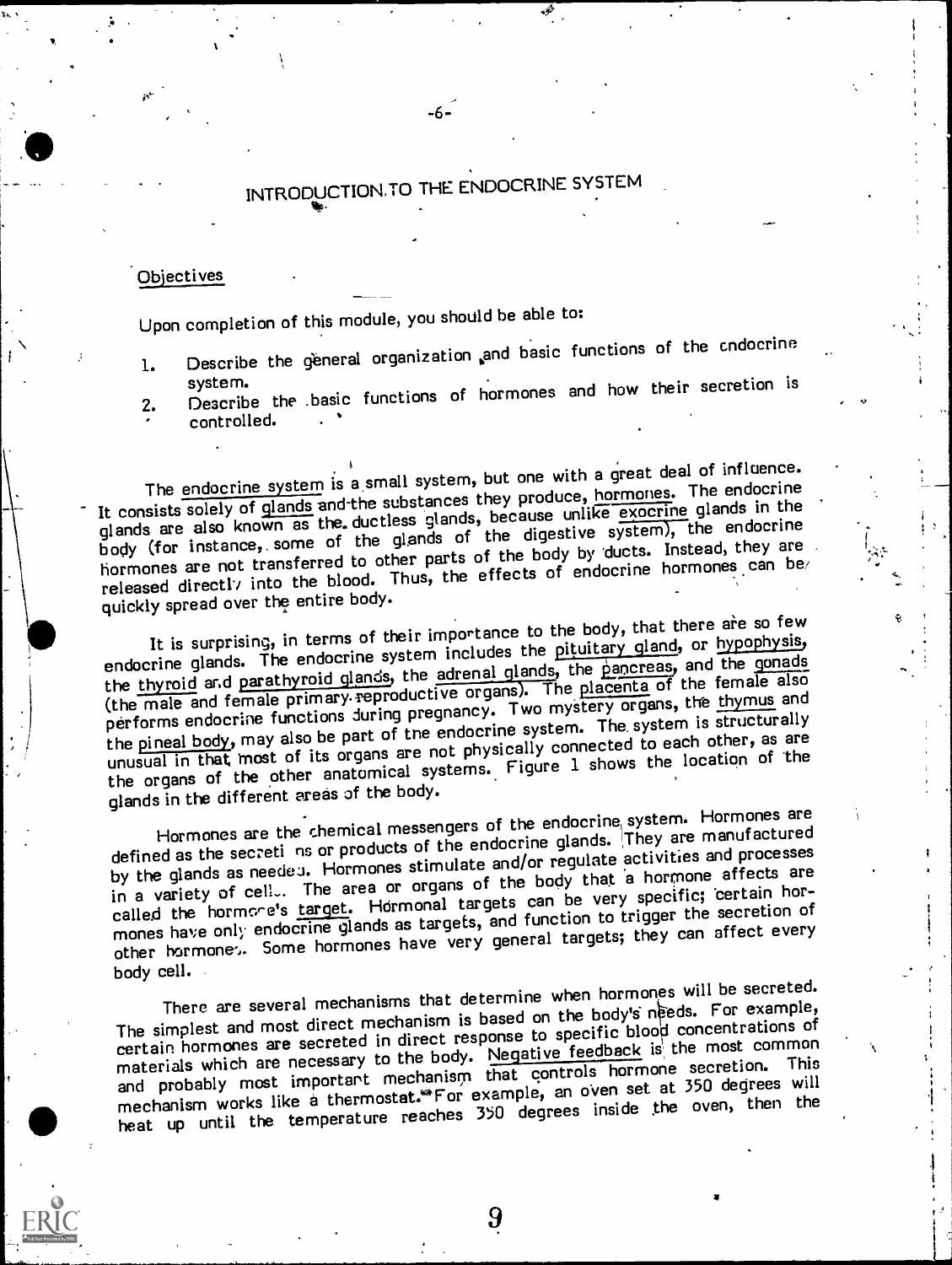# INTRODUCTION TO THE ENDOCRINE SYSTEM

## Objectives

Upon completion of this module, you should be able to:

1. Describe the general organization and basic functions of the endocrine system.
2. Describe the basic functions of hormones and how their secretion is controlled.

The endocrine system is a small system, but one with a great deal of influence. It consists solely of glands and the substances they produce, hormones. The endocrine glands are also known as the ductless glands, because unlike exocrine glands in the body (for instance, some of the glands of the digestive system), the endocrine hormones are not transferred to other parts of the body by ducts. Instead, they are released directly into the blood. Thus, the effects of endocrine hormones can be quickly spread over the entire body.

It is surprising, in terms of their importance to the body, that there are so few endocrine glands. The endocrine system includes the pituitary gland, or hypophysis, the thyroid and parathyroid glands, the adrenal glands, the pancreas, and the gonads (the male and female primary reproductive organs). The placenta of the female also performs endocrine functions during pregnancy. Two mystery organs, the thymus and the pineal body, may also be part of the endocrine system. The system is structurally unusual in that most of its organs are not physically connected to each other, as are the organs of the other anatomical systems. Figure 1 shows the location of the glands in the different areas of the body.

Hormones are the chemical messengers of the endocrine system. Hormones are defined as the secretions or products of the endocrine glands. They are manufactured by the glands as needed. Hormones stimulate and/or regulate activities and processes in a variety of cells. The area or organs of the body that a hormone affects are called the hormone's target. Hormonal targets can be very specific; certain hormones have only endocrine glands as targets, and function to trigger the secretion of other hormones. Some hormones have very general targets; they can affect every body cell.

There are several mechanisms that determine when hormones will be secreted. The simplest and most direct mechanism is based on the body's needs. For example, certain hormones are secreted in direct response to specific blood concentrations of materials which are necessary to the body. Negative feedback is the most common and probably most important mechanism that controls hormone secretion. This mechanism works like a thermostat. For example, an oven set at 350 degrees will heat up until the temperature reaches 350 degrees inside the oven, then the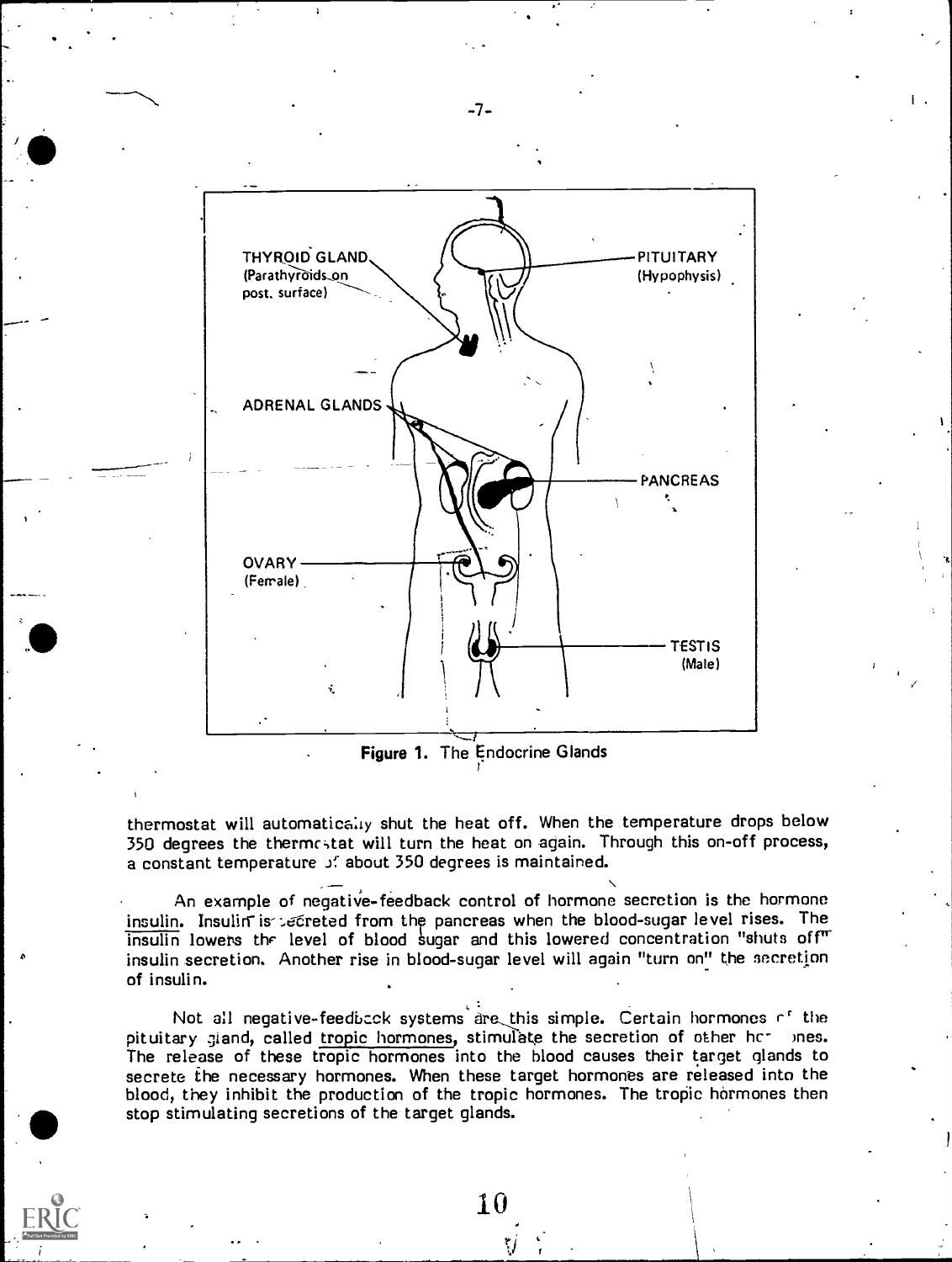THYROID GLAND (Parathyroids on post. surface)

PITUITARY (Hypophysis)

ADRENAL GLANDS

PANCREAS

OVARY (Female)

TESTIS (Male)

**Figure 1.** The Endocrine Glands

thermostat will automatically shut the heat off. When the temperature drops below 350 degrees the thermostat will turn the heat on again. Through this on-off process, a constant temperature of about 350 degrees is maintained.

An example of negative-feedback control of hormone secretion is the hormone insulin. Insulin is secreted from the pancreas when the blood-sugar level rises. The insulin lowers the level of blood sugar and this lowered concentration "shuts off" insulin secretion. Another rise in blood-sugar level will again "turn on" the secretion of insulin.

Not all negative-feedback systems are this simple. Certain hormones of the pituitary gland, called tropic hormones, stimulate the secretion of other hormones. The release of these tropic hormones into the blood causes their target glands to secrete the necessary hormones. When these target hormones are released into the blood, they inhibit the production of the tropic hormones. The tropic hormones then stop stimulating secretions of the target glands.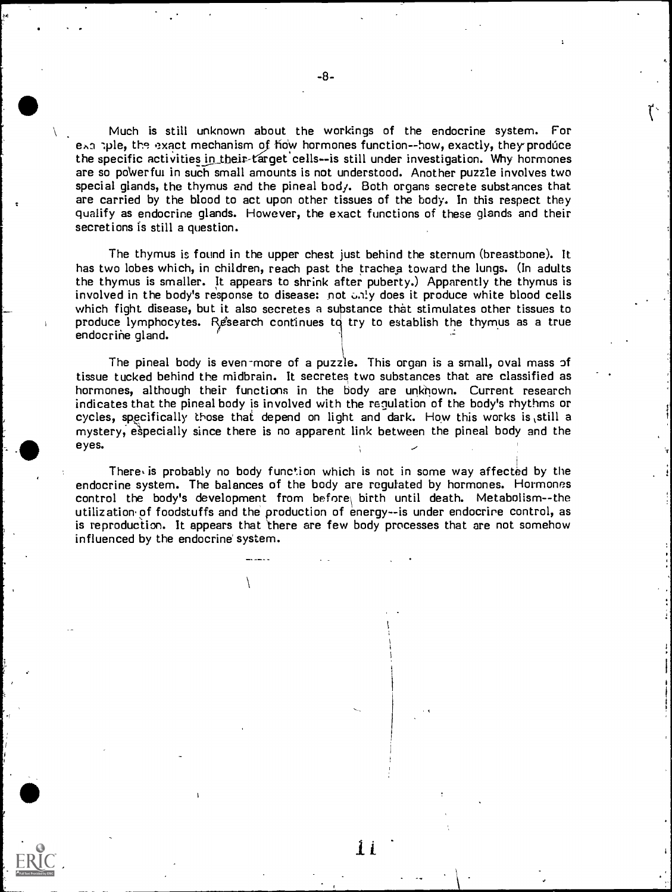Much is still unknown about the workings of the endocrine system. For example, the exact mechanism of how hormones function--how, exactly, they produce the specific activities in their target cells--is still under investigation. Why hormones are so powerful in such small amounts is not understood. Another puzzle involves two special glands, the thymus and the pineal body. Both organs secrete substances that are carried by the blood to act upon other tissues of the body. In this respect they qualify as endocrine glands. However, the exact functions of these glands and their secretions is still a question.

The thymus is found in the upper chest just behind the sternum (breastbone). It has two lobes which, in children, reach past the trachea toward the lungs. (In adults the thymus is smaller. It appears to shrink after puberty.) Apparently the thymus is involved in the body's response to disease: not only does it produce white blood cells which fight disease, but it also secretes a substance that stimulates other tissues to produce lymphocytes. Research continues to try to establish the thymus as a true endocrine gland.

The pineal body is even more of a puzzle. This organ is a small, oval mass of tissue tucked behind the midbrain. It secretes two substances that are classified as hormones, although their functions in the body are unknown. Current research indicates that the pineal body is involved with the regulation of the body's rhythms or cycles, specifically those that depend on light and dark. How this works is still a mystery, especially since there is no apparent link between the pineal body and the eyes.

There is probably no body function which is not in some way affected by the endocrine system. The balances of the body are regulated by hormones. Hormones control the body's development from before birth until death. Metabolism--the utilization of foodstuffs and the production of energy--is under endocrine control, as is reproduction. It appears that there are few body processes that are not somehow influenced by the endocrine system.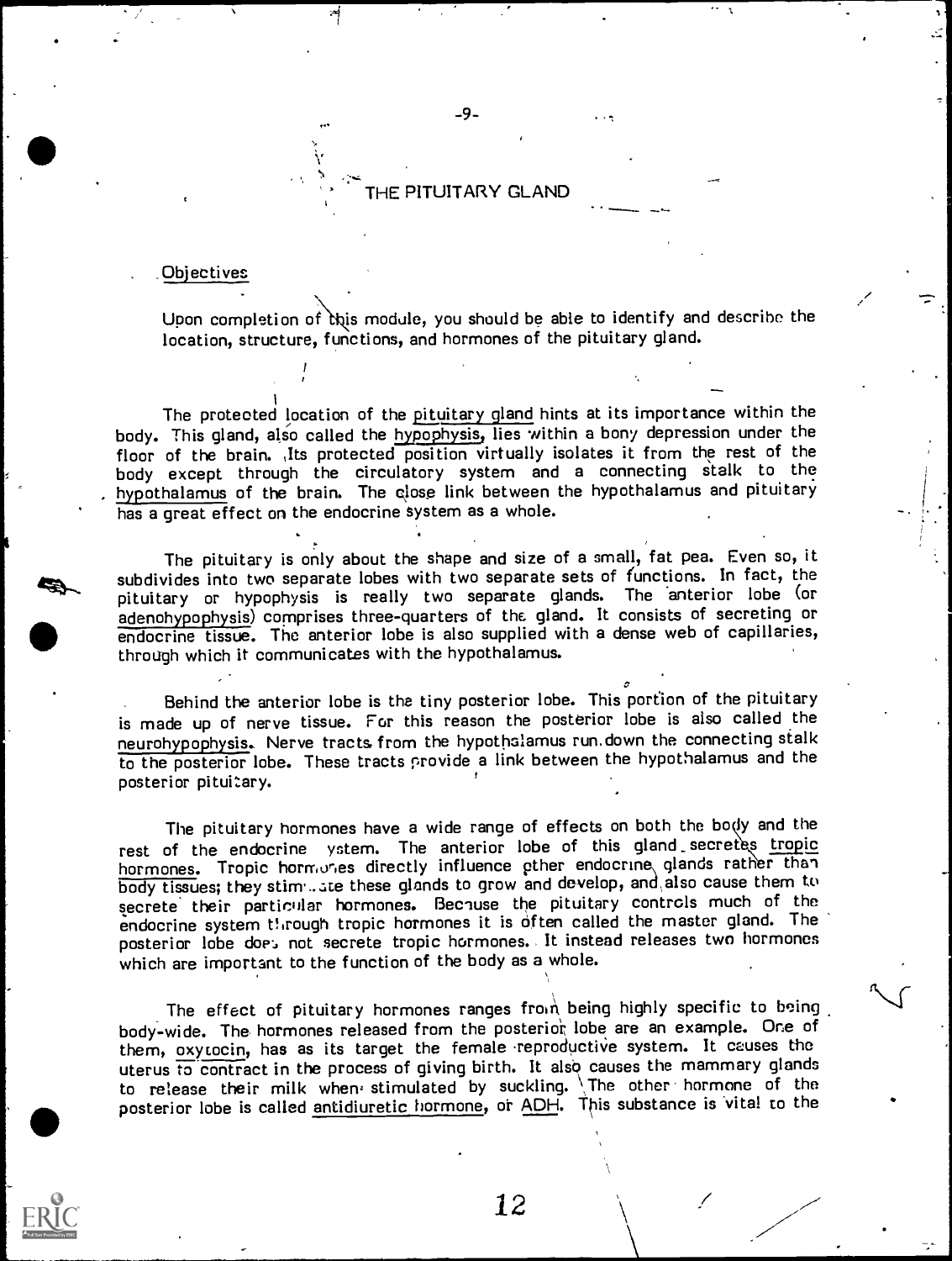# THE PITUITARY GLAND

## Objectives

Upon completion of this module, you should be able to identify and describe the location, structure, functions, and hormones of the pituitary gland.

The protected location of the pituitary gland hints at its importance within the body. This gland, also called the hypophysis, lies within a bony depression under the floor of the brain. Its protected position virtually isolates it from the rest of the body except through the circulatory system and a connecting stalk to the hypothalamus of the brain. The close link between the hypothalamus and pituitary has a great effect on the endocrine system as a whole.

The pituitary is only about the shape and size of a small, fat pea. Even so, it subdivides into two separate lobes with two separate sets of functions. In fact, the pituitary or hypophysis is really two separate glands. The anterior lobe (or adenohypophysis) comprises three-quarters of the gland. It consists of secreting or endocrine tissue. The anterior lobe is also supplied with a dense web of capillaries, through which it communicates with the hypothalamus.

Behind the anterior lobe is the tiny posterior lobe. This portion of the pituitary is made up of nerve tissue. For this reason the posterior lobe is also called the neurohypophysis. Nerve tracts from the hypothalamus run down the connecting stalk to the posterior lobe. These tracts provide a link between the hypothalamus and the posterior pituitary.

The pituitary hormones have a wide range of effects on both the body and the rest of the endocrine system. The anterior lobe of this gland secretes tropic hormones. Tropic hormones directly influence other endocrine glands rather than body tissues; they stimulate these glands to grow and develop, and also cause them to secrete their particular hormones. Because the pituitary controls much of the endocrine system through tropic hormones it is often called the master gland. The posterior lobe does not secrete tropic hormones. It instead releases two hormones which are important to the function of the body as a whole.

The effect of pituitary hormones ranges from being highly specific to being body-wide. The hormones released from the posterior lobe are an example. One of them, oxytocin, has as its target the female reproductive system. It causes the uterus to contract in the process of giving birth. It also causes the mammary glands to release their milk when stimulated by suckling. The other hormone of the posterior lobe is called antidiuretic hormone, or ADH. This substance is vital to the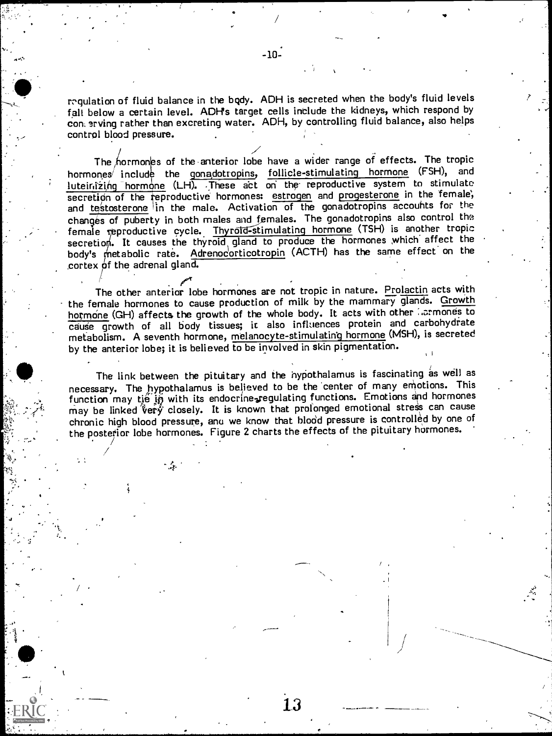regulation of fluid balance in the body. ADH is secreted when the body's fluid levels fall below a certain level. ADH's target cells include the kidneys, which respond by conserving rather than excreting water. ADH, by controlling fluid balance, also helps control blood pressure.

The hormones of the anterior lobe have a wider range of effects. The tropic hormones include the gonadotropins, follicle-stimulating hormone (FSH), and luteinizing hormone (LH). These act on the reproductive system to stimulate secretion of the reproductive hormones: estrogen and progesterone in the female, and testosterone in the male. Activation of the gonadotropins accounts for the changes of puberty in both males and females. The gonadotropins also control the female reproductive cycle. Thyroid-stimulating hormone (TSH) is another tropic secretion. It causes the thyroid gland to produce the hormones which affect the body's metabolic rate. Adrenocorticotropin (ACTH) has the same effect on the cortex of the adrenal gland.

The other anterior lobe hormones are not tropic in nature. Prolactin acts with the female hormones to cause production of milk by the mammary glands. Growth hormone (GH) affects the growth of the whole body. It acts with other hormones to cause growth of all body tissues; it also influences protein and carbohydrate metabolism. A seventh hormone, melanocyte-stimulating hormone (MSH), is secreted by the anterior lobe; it is believed to be involved in skin pigmentation.

The link between the pituitary and the hypothalamus is fascinating as well as necessary. The hypothalamus is believed to be the center of many emotions. This function may tie in with its endocrine-regulating functions. Emotions and hormones may be linked very closely. It is known that prolonged emotional stress can cause chronic high blood pressure, and we know that blood pressure is controlled by one of the posterior lobe hormones. Figure 2 charts the effects of the pituitary hormones.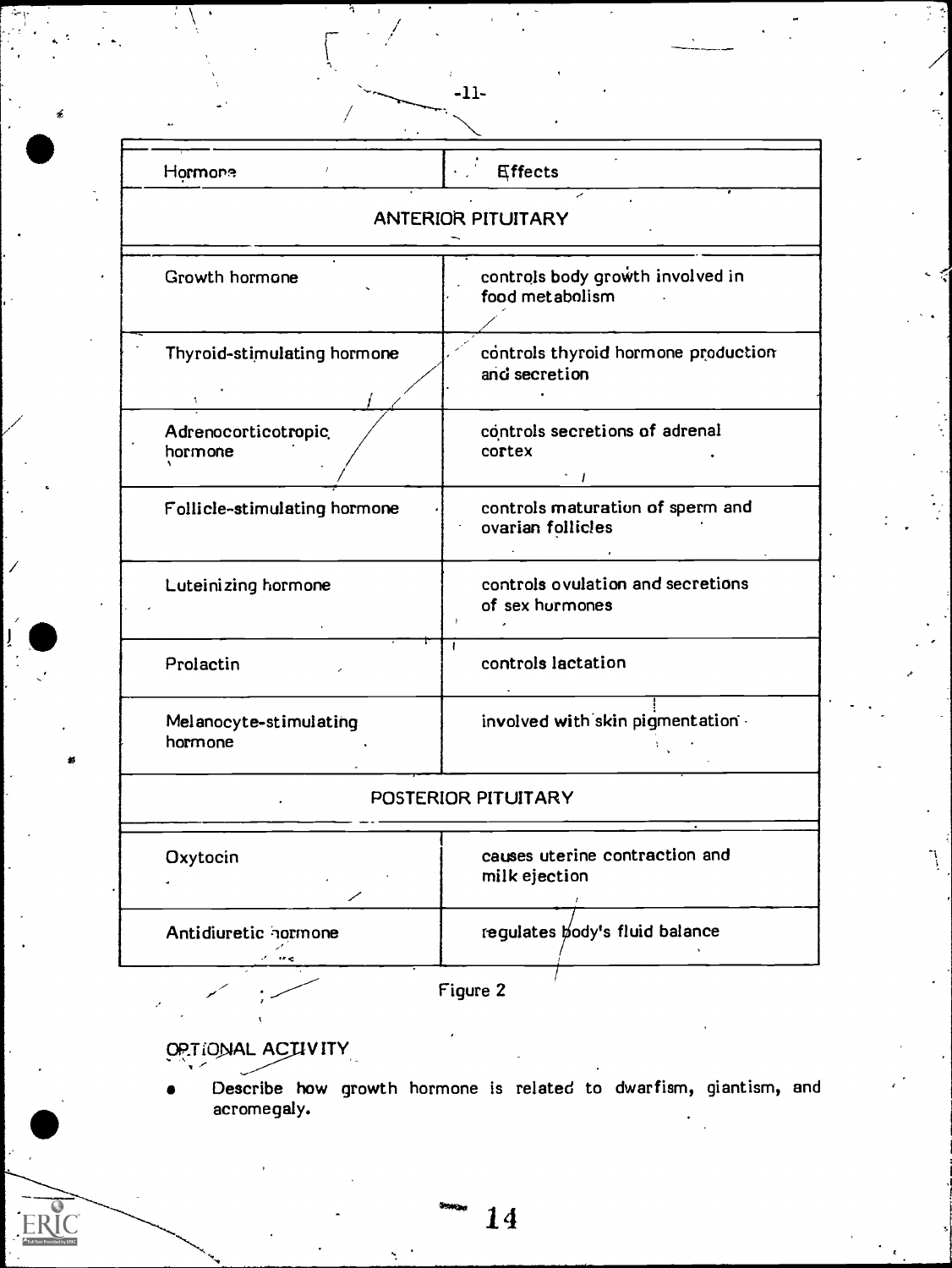| Hormone | Effects |
|---|---|
| ANTERIOR PITUITARY | |
| Growth hormone | controls body growth involved in food metabolism |
| Thyroid-stimulating hormone | controls thyroid hormone production and secretion |
| Adrenocorticotropic hormone | controls secretions of adrenal cortex |
| Follicle-stimulating hormone | controls maturation of sperm and ovarian follicles |
| Luteinizing hormone | controls ovulation and secretions of sex hormones |
| Prolactin | controls lactation |
| Melanocyte-stimulating hormone | involved with skin pigmentation |
| POSTERIOR PITUITARY | |
| Oxytocin | causes uterine contraction and milk ejection |
| Antidiuretic hormone | regulates body's fluid balance |

Figure 2

OPTIONAL ACTIVITY

- Describe how growth hormone is related to dwarfism, giantism, and acromegaly.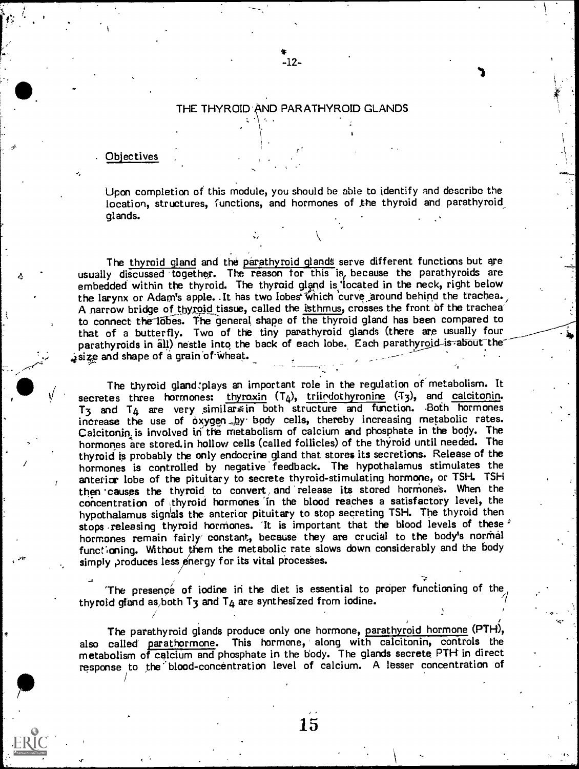# THE THYROID AND PARATHYROID GLANDS

## Objectives

Upon completion of this module, you should be able to identify and describe the location, structures, functions, and hormones of the thyroid and parathyroid glands.

The thyroid gland and the parathyroid glands serve different functions but are usually discussed together. The reason for this is, because the parathyroids are embedded within the thyroid. The thyroid gland is located in the neck, right below the larynx or Adam's apple. It has two lobes which curve around behind the trachea. A narrow bridge of thyroid tissue, called the isthmus, crosses the front of the trachea to connect the lobes. The general shape of the thyroid gland has been compared to that of a butterfly. Two of the tiny parathyroid glands (there are usually four parathyroids in all) nestle into the back of each lobe. Each parathyroid is about the size and shape of a grain of wheat.

The thyroid gland plays an important role in the regulation of metabolism. It secretes three hormones: thyroxin ($T_4$), triiodothyronine ($T_3$), and calcitonin. $T_3$ and $T_4$ are very similar in both structure and function. Both hormones increase the use of oxygen by body cells, thereby increasing metabolic rates. Calcitonin is involved in the metabolism of calcium and phosphate in the body. The hormones are stored in hollow cells (called follicles) of the thyroid until needed. The thyroid is probably the only endocrine gland that stores its secretions. Release of the hormones is controlled by negative feedback. The hypothalamus stimulates the anterior lobe of the pituitary to secrete thyroid-stimulating hormone, or TSH. TSH then causes the thyroid to convert and release its stored hormones. When the concentration of thyroid hormones in the blood reaches a satisfactory level, the hypothalamus signals the anterior pituitary to stop secreting TSH. The thyroid then stops releasing thyroid hormones. It is important that the blood levels of these hormones remain fairly constant, because they are crucial to the body's normal functioning. Without them the metabolic rate slows down considerably and the body simply produces less energy for its vital processes.

The presence of iodine in the diet is essential to proper functioning of the thyroid gland as both $T_3$ and $T_4$ are synthesized from iodine.

The parathyroid glands produce only one hormone, parathyroid hormone (PTH), also called parathormone. This hormone, along with calcitonin, controls the metabolism of calcium and phosphate in the body. The glands secrete PTH in direct response to the blood-concentration level of calcium. A lesser concentration of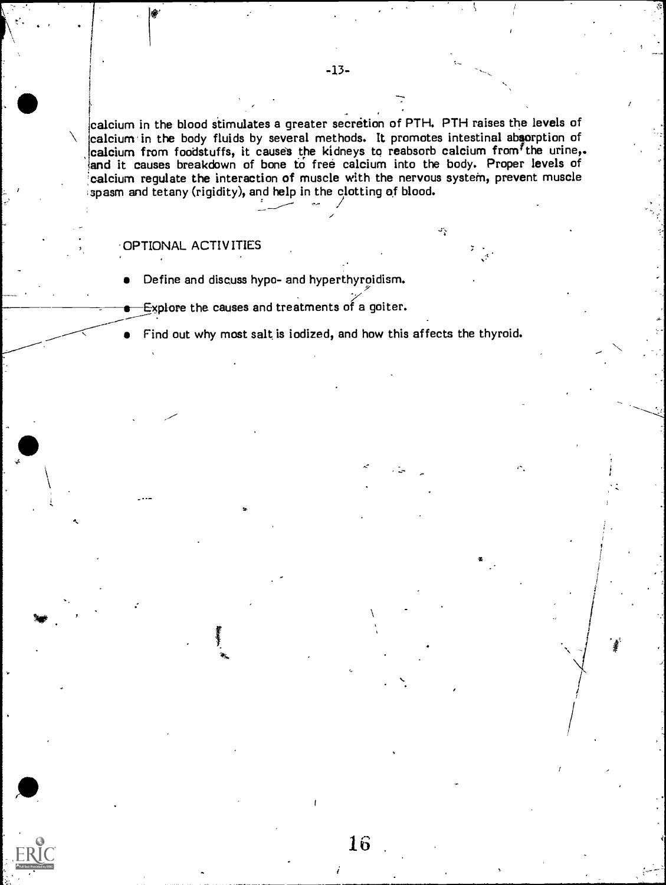calcium in the blood stimulates a greater secretion of PTH. PTH raises the levels of calcium in the body fluids by several methods. It promotes intestinal absorption of calcium from foodstuffs, it causes the kidneys to reabsorb calcium from the urine, and it causes breakdown of bone to free calcium into the body. Proper levels of calcium regulate the interaction of muscle with the nervous system, prevent muscle spasm and tetany (rigidity), and help in the clotting of blood.

## OPTIONAL ACTIVITIES

- Define and discuss hypo- and hyperthyroidism.
- Explore the causes and treatments of a goiter.
- Find out why most salt is iodized, and how this affects the thyroid.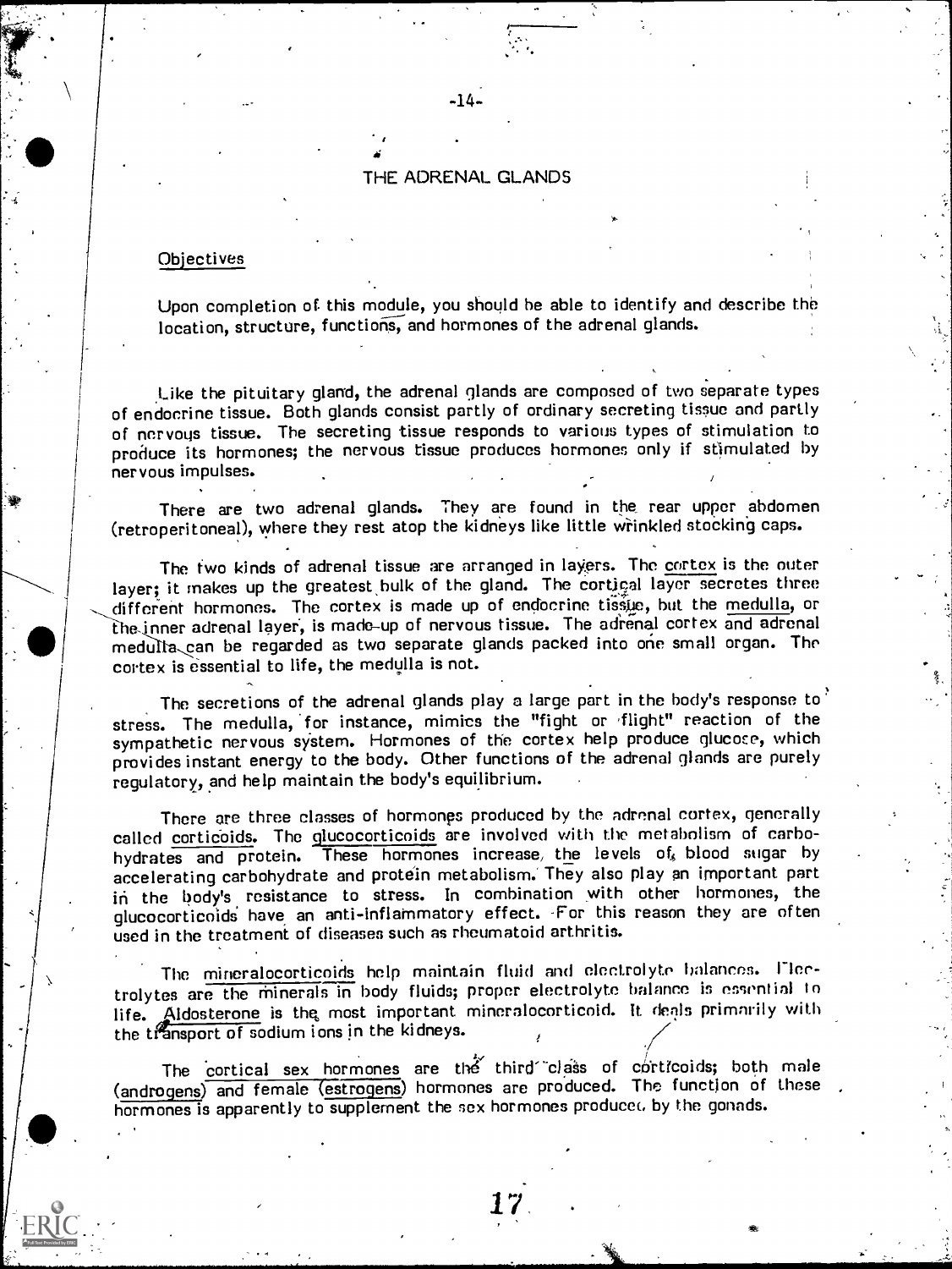# THE ADRENAL GLANDS

## Objectives

Upon completion of this module, you should be able to identify and describe the location, structure, functions, and hormones of the adrenal glands.

Like the pituitary gland, the adrenal glands are composed of two separate types of endocrine tissue. Both glands consist partly of ordinary secreting tissue and partly of nervous tissue. The secreting tissue responds to various types of stimulation to produce its hormones; the nervous tissue produces hormones only if stimulated by nervous impulses.

There are two adrenal glands. They are found in the rear upper abdomen (retroperitoneal), where they rest atop the kidneys like little wrinkled stocking caps.

The two kinds of adrenal tissue are arranged in layers. The cortex is the outer layer; it makes up the greatest bulk of the gland. The cortical layer secretes three different hormones. The cortex is made up of endocrine tissue, but the medulla, or the inner adrenal layer, is made up of nervous tissue. The adrenal cortex and adrenal medulla can be regarded as two separate glands packed into one small organ. The cortex is essential to life, the medulla is not.

The secretions of the adrenal glands play a large part in the body's response to stress. The medulla, for instance, mimics the "fight or flight" reaction of the sympathetic nervous system. Hormones of the cortex help produce glucose, which provides instant energy to the body. Other functions of the adrenal glands are purely regulatory, and help maintain the body's equilibrium.

There are three classes of hormones produced by the adrenal cortex, generally called corticoids. The glucocorticoids are involved with the metabolism of carbohydrates and protein. These hormones increase the levels of blood sugar by accelerating carbohydrate and protein metabolism. They also play an important part in the body's resistance to stress. In combination with other hormones, the glucocorticoids have an anti-inflammatory effect. For this reason they are often used in the treatment of diseases such as rheumatoid arthritis.

The mineralocorticoids help maintain fluid and electrolyte balances. Electrolytes are the minerals in body fluids; proper electrolyte balance is essential to life. Aldosterone is the most important mineralocorticoid. It deals primarily with the transport of sodium ions in the kidneys.

The cortical sex hormones are the third class of corticoids; both male (androgens) and female (estrogens) hormones are produced. The function of these hormones is apparently to supplement the sex hormones produced by the gonads.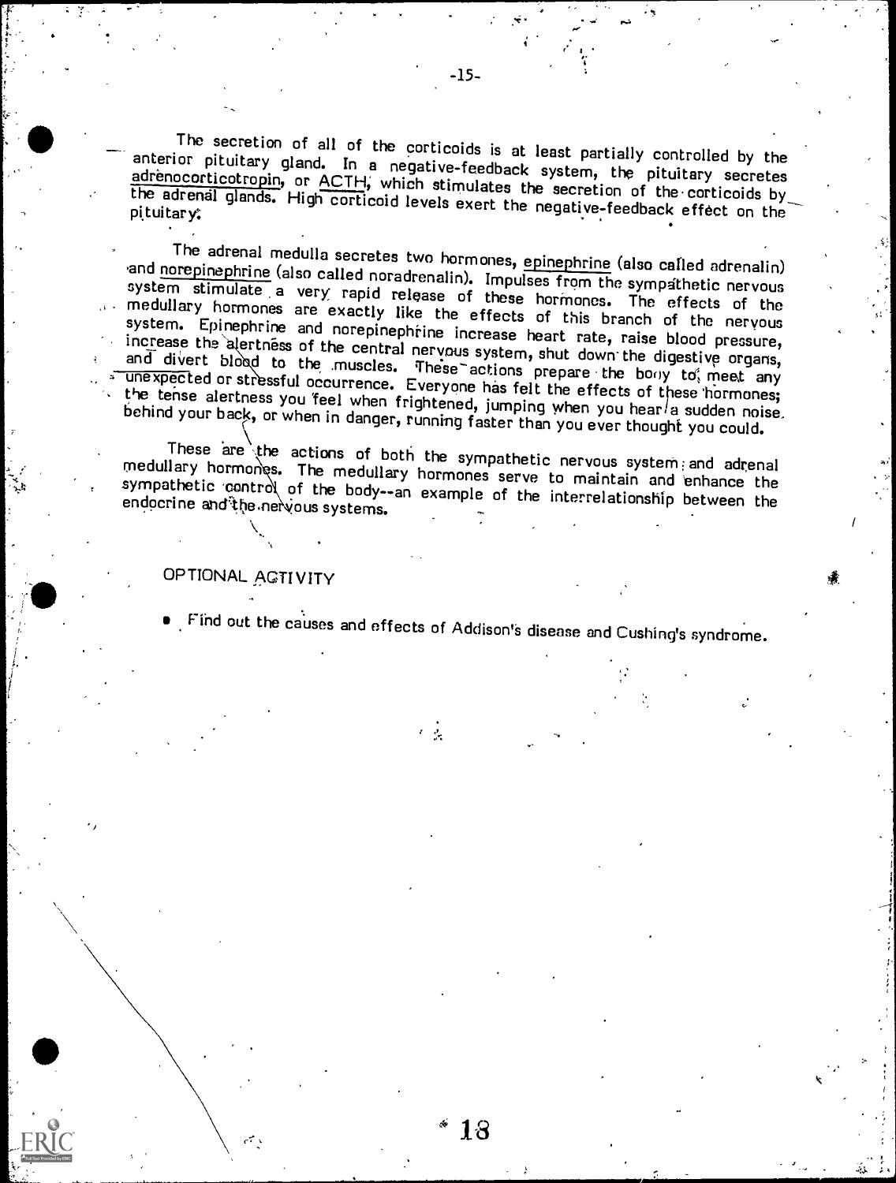The secretion of all of the corticoids is at least partially controlled by the anterior pituitary gland. In a negative-feedback system, the pituitary secretes adrenocorticotropin, or ACTH, which stimulates the secretion of the corticoids by the adrenal glands. High corticoid levels exert the negative-feedback effect on the pituitary.

The adrenal medulla secretes two hormones, epinephrine (also called adrenalin) and norepinephrine (also called noradrenalin). Impulses from the sympathetic nervous system stimulate a very rapid release of these hormones. The effects of the medullary hormones are exactly like the effects of this branch of the nervous system. Epinephrine and norepinephrine increase heart rate, raise blood pressure, increase the alertness of the central nervous system, shut down the digestive organs, and divert blood to the muscles. These actions prepare the body to meet any unexpected or stressful occurrence. Everyone has felt the effects of these hormones; the tense alertness you feel when frightened, jumping when you hear a sudden noise behind your back, or when in danger, running faster than you ever thought you could.

These are the actions of both the sympathetic nervous system and adrenal medullary hormones. The medullary hormones serve to maintain and enhance the sympathetic control of the body--an example of the interrelationship between the endocrine and the nervous systems.

OPTIONAL ACTIVITY

- Find out the causes and effects of Addison's disease and Cushing's syndrome.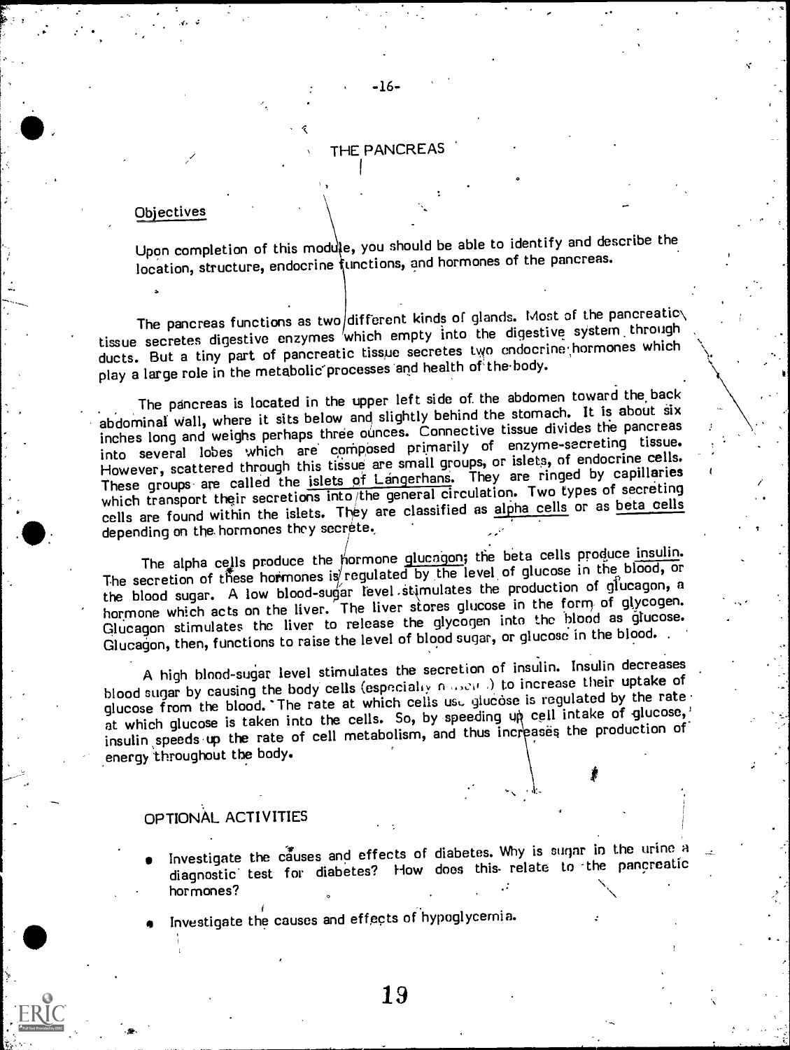## THE PANCREAS

### Objectives

Upon completion of this module, you should be able to identify and describe the location, structure, endocrine functions, and hormones of the pancreas.

The pancreas functions as two different kinds of glands. Most of the pancreatic tissue secretes digestive enzymes which empty into the digestive system through ducts. But a tiny part of pancreatic tissue secretes two endocrine hormones which play a large role in the metabolic processes and health of the body.

The pancreas is located in the upper left side of the abdomen toward the back abdominal wall, where it sits below and slightly behind the stomach. It is about six inches long and weighs perhaps three ounces. Connective tissue divides the pancreas into several lobes which are composed primarily of enzyme-secreting tissue. However, scattered through this tissue are small groups, or islets, of endocrine cells. These groups are called the islets of Langerhans. They are ringed by capillaries which transport their secretions into the general circulation. Two types of secreting cells are found within the islets. They are classified as alpha cells or as beta cells depending on the hormones they secrete.

The alpha cells produce the hormone glucagon; the beta cells produce insulin. The secretion of these hormones is regulated by the level of glucose in the blood, or the blood sugar. A low blood-sugar level stimulates the production of glucagon, a hormone which acts on the liver. The liver stores glucose in the form of glycogen. Glucagon stimulates the liver to release the glycogen into the blood as glucose. Glucagon, then, functions to raise the level of blood sugar, or glucose in the blood.

A high blood-sugar level stimulates the secretion of insulin. Insulin decreases blood sugar by causing the body cells (especially muscle) to increase their uptake of glucose from the blood. The rate at which cells use glucose is regulated by the rate at which glucose is taken into the cells. So, by speeding up cell intake of glucose, insulin speeds up the rate of cell metabolism, and thus increases the production of energy throughout the body.

### OPTIONAL ACTIVITIES

- Investigate the causes and effects of diabetes. Why is sugar in the urine a diagnostic test for diabetes? How does this relate to the pancreatic hormones?
- Investigate the causes and effects of hypoglycemia.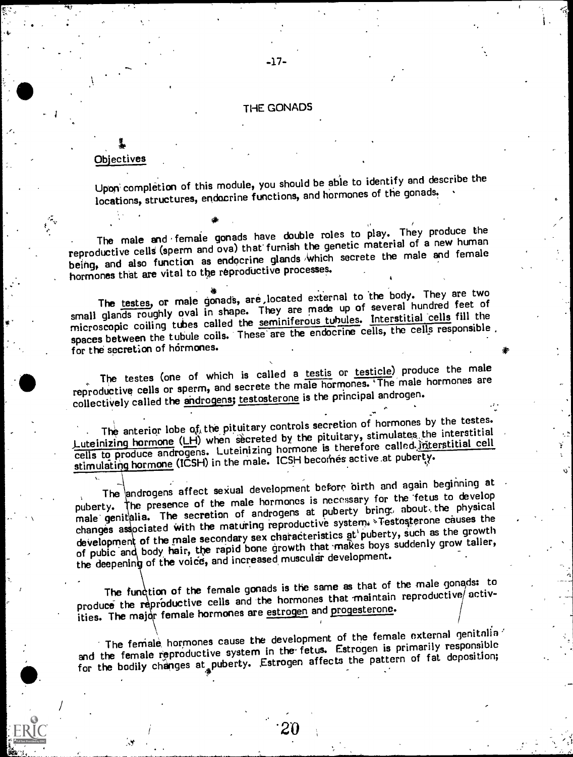# THE GONADS

## Objectives

Upon completion of this module, you should be able to identify and describe the locations, structures, endocrine functions, and hormones of the gonads.

The male and female gonads have double roles to play. They produce the reproductive cells (sperm and ova) that furnish the genetic material of a new human being, and also function as endocrine glands which secrete the male and female hormones that are vital to the reproductive processes.

The testes, or male gonads, are located external to the body. They are two small glands roughly oval in shape. They are made up of several hundred feet of microscopic coiling tubes called the seminiferous tubules. Interstitial cells fill the spaces between the tubule coils. These are the endocrine cells, the cells responsible for the secretion of hormones.

The testes (one of which is called a testis or testicle) produce the male reproductive cells or sperm, and secrete the male hormones. The male hormones are collectively called the androgens; testosterone is the principal androgen.

The anterior lobe of the pituitary controls secretion of hormones by the testes. Luteinizing hormone (LH) when secreted by the pituitary, stimulates the interstitial cells to produce androgens. Luteinizing hormone is therefore called interstitial cell stimulating hormone (ICSH) in the male. ICSH becomes active at puberty.

The androgens affect sexual development before birth and again beginning at puberty. The presence of the male hormones is necessary for the fetus to develop male genitalia. The secretion of androgens at puberty brings about the physical changes associated with the maturing reproductive system. Testosterone causes the development of the male secondary sex characteristics at puberty, such as the growth of pubic and body hair, the rapid bone growth that makes boys suddenly grow taller, the deepening of the voice, and increased muscular development.

The function of the female gonads is the same as that of the male gonads: to produce the reproductive cells and the hormones that maintain reproductive activities. The major female hormones are estrogen and progesterone.

The female hormones cause the development of the female external genitalia and the female reproductive system in the fetus. Estrogen is primarily responsible for the bodily changes at puberty. Estrogen affects the pattern of fat deposition;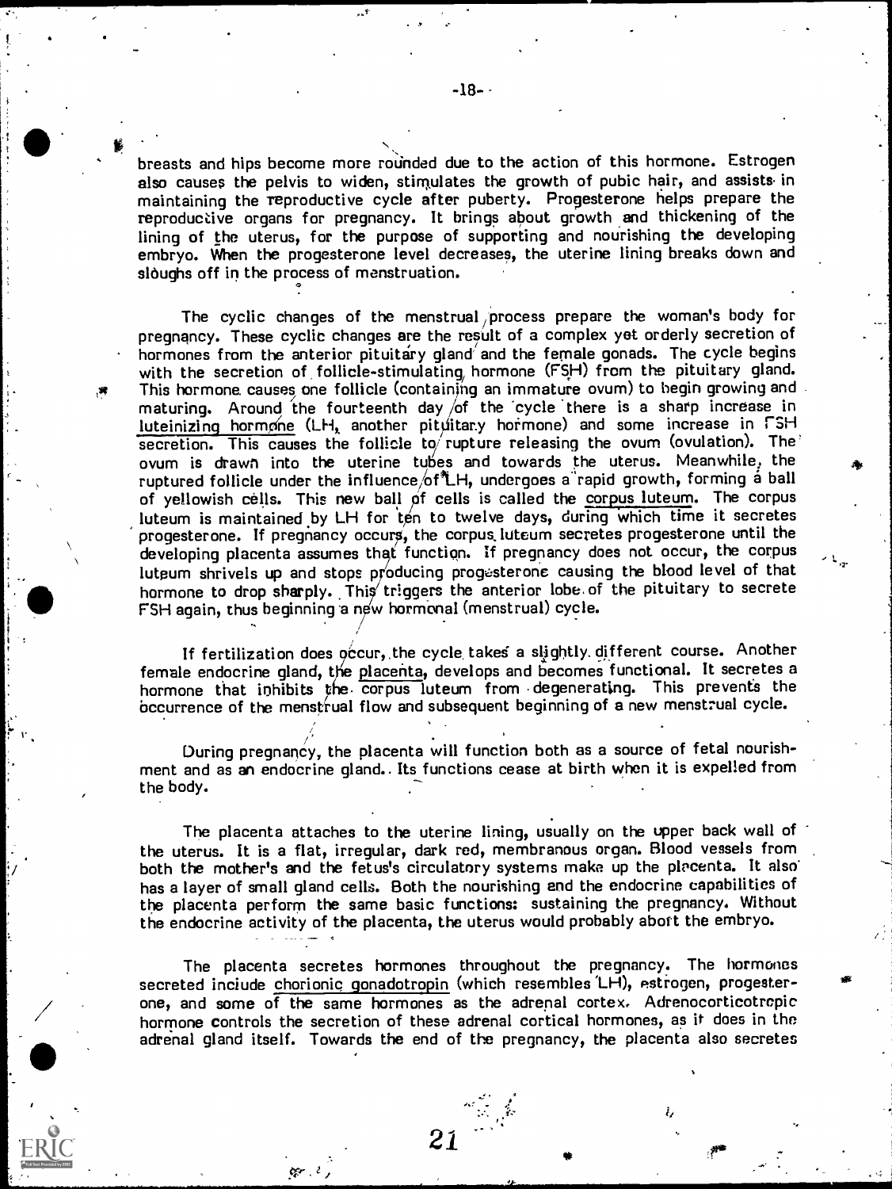breasts and hips become more rounded due to the action of this hormone. Estrogen also causes the pelvis to widen, stimulates the growth of pubic hair, and assists in maintaining the reproductive cycle after puberty. Progesterone helps prepare the reproductive organs for pregnancy. It brings about growth and thickening of the lining of the uterus, for the purpose of supporting and nourishing the developing embryo. When the progesterone level decreases, the uterine lining breaks down and sloughs off in the process of menstruation.

The cyclic changes of the menstrual process prepare the woman's body for pregnancy. These cyclic changes are the result of a complex yet orderly secretion of hormones from the anterior pituitary gland and the female gonads. The cycle begins with the secretion of follicle-stimulating hormone (FSH) from the pituitary gland. This hormone causes one follicle (containing an immature ovum) to begin growing and maturing. Around the fourteenth day of the cycle there is a sharp increase in luteinizing hormone (LH, another pituitary hormone) and some increase in FSH secretion. This causes the follicle to rupture releasing the ovum (ovulation). The ovum is drawn into the uterine tubes and towards the uterus. Meanwhile, the ruptured follicle under the influence of LH, undergoes a rapid growth, forming a ball of yellowish cells. This new ball of cells is called the corpus luteum. The corpus luteum is maintained by LH for ten to twelve days, during which time it secretes progesterone. If pregnancy occurs, the corpus luteum secretes progesterone until the developing placenta assumes that function. If pregnancy does not occur, the corpus luteum shrivels up and stops producing progesterone causing the blood level of that hormone to drop sharply. This triggers the anterior lobe of the pituitary to secrete FSH again, thus beginning a new hormonal (menstrual) cycle.

If fertilization does occur, the cycle takes a slightly different course. Another female endocrine gland, the placenta, develops and becomes functional. It secretes a hormone that inhibits the corpus luteum from degenerating. This prevents the occurrence of the menstrual flow and subsequent beginning of a new menstrual cycle.

During pregnancy, the placenta will function both as a source of fetal nourishment and as an endocrine gland. Its functions cease at birth when it is expelled from the body.

The placenta attaches to the uterine lining, usually on the upper back wall of the uterus. It is a flat, irregular, dark red, membranous organ. Blood vessels from both the mother's and the fetus's circulatory systems make up the placenta. It also has a layer of small gland cells. Both the nourishing and the endocrine capabilities of the placenta perform the same basic functions: sustaining the pregnancy. Without the endocrine activity of the placenta, the uterus would probably abort the embryo.

The placenta secretes hormones throughout the pregnancy. The hormones secreted include chorionic gonadotropin (which resembles LH), estrogen, progesterone, and some of the same hormones as the adrenal cortex. Adrenocorticotropic hormone controls the secretion of these adrenal cortical hormones, as it does in the adrenal gland itself. Towards the end of the pregnancy, the placenta also secretes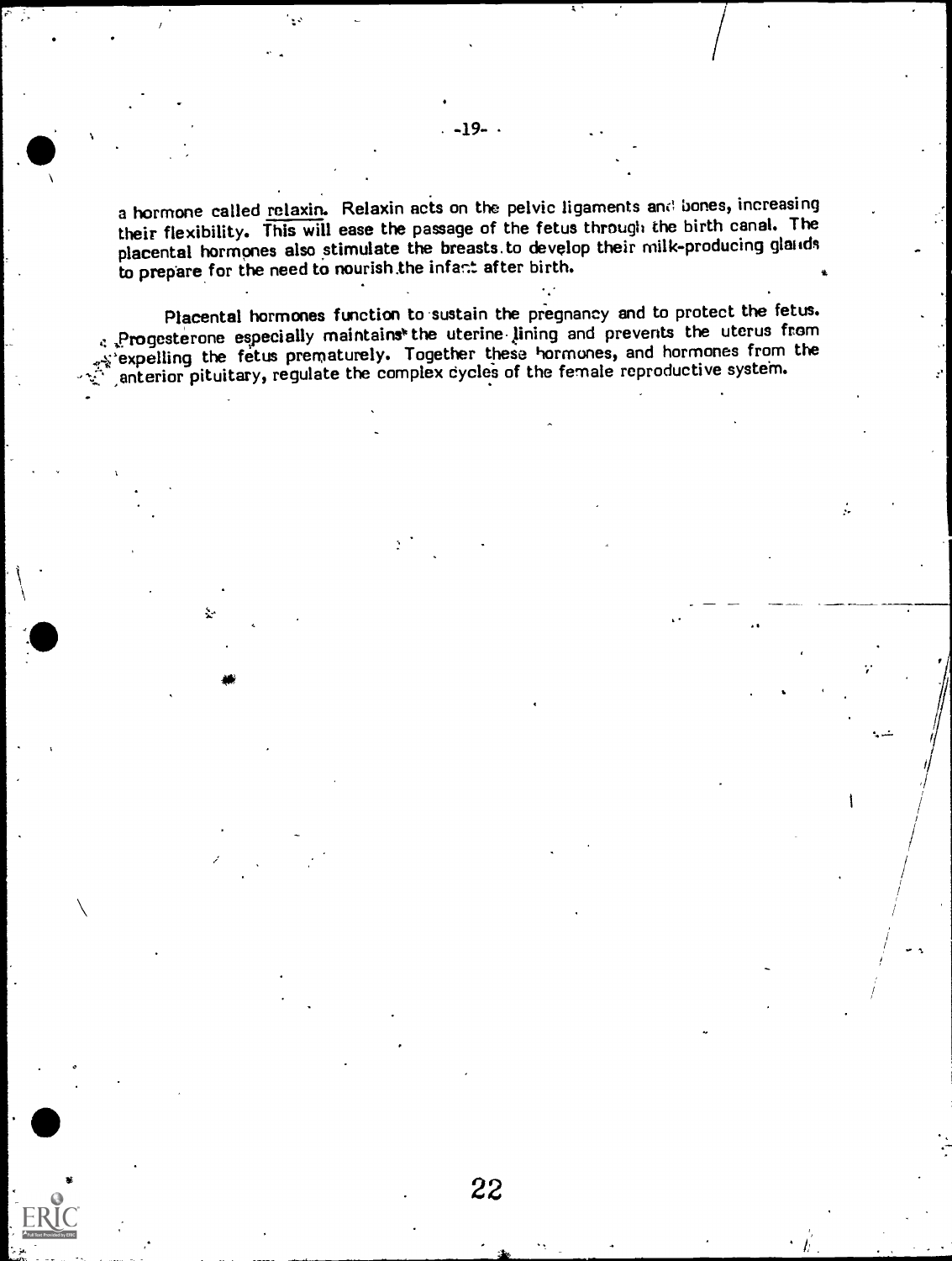a hormone called relaxin. Relaxin acts on the pelvic ligaments and bones, increasing their flexibility. This will ease the passage of the fetus through the birth canal. The placental hormones also stimulate the breasts to develop their milk-producing glands to prepare for the need to nourish the infant after birth.

Placental hormones function to sustain the pregnancy and to protect the fetus. Progesterone especially maintains the uterine lining and prevents the uterus from expelling the fetus prematurely. Together these hormones, and hormones from the anterior pituitary, regulate the complex cycles of the female reproductive system.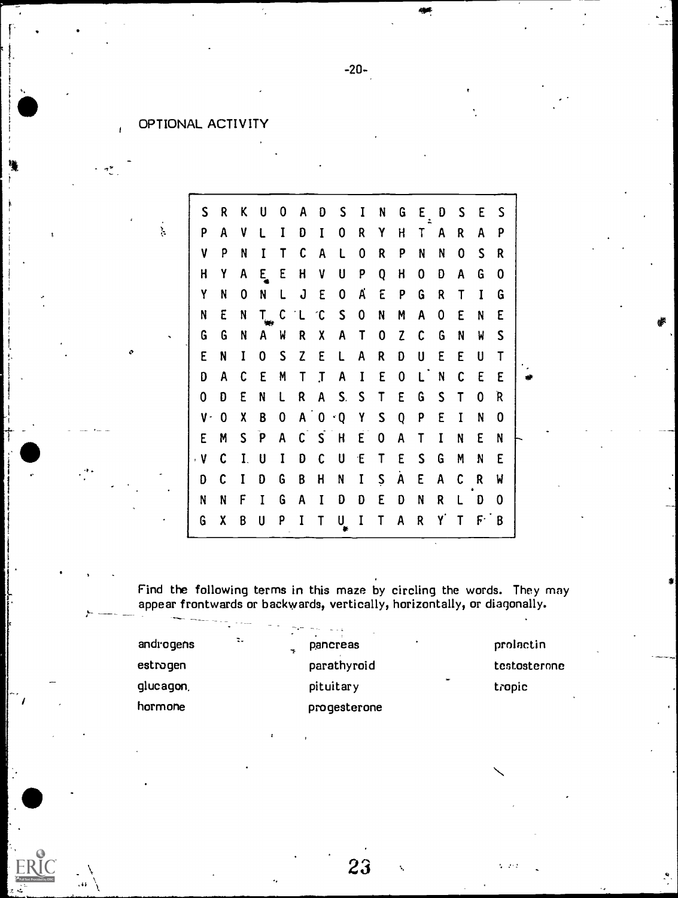## OPTIONAL ACTIVITY

```
S R K U O A D S I N G E D S E S
P A V L I D I O R Y H T A R A P
V P N I T C A L O R P N N O S R
H Y A E E H V U P Q H O D A G O
Y N O N L J E O A E P G R T I G
N E N T C L C S O N M A O E N E
G G N A W R X A T O Z C G N W S
E N I O S Z E L A R D U E E U T
D A C E M T T A I E O L N C E E
O D E N L R A S S T E G S T O R
V O X B O A O Q Y S Q P E I N O
E M S P A C S H E O A T I N E N
V C I U I D C U E T E S G M N E
D C I D G B H N I S A E A C R W
N N F I G A I D D E D N R L D O
G X B U P I T U I T A R Y T F B
```

Find the following terms in this maze by circling the words. They may appear frontwards or backwards, vertically, horizontally, or diagonally.

| | | |
|---|---|---|
| androgens | pancreas | prolactin |
| estrogen | parathyroid | testosterone |
| glucagon | pituitary | tropic |
| hormone | progesterone | |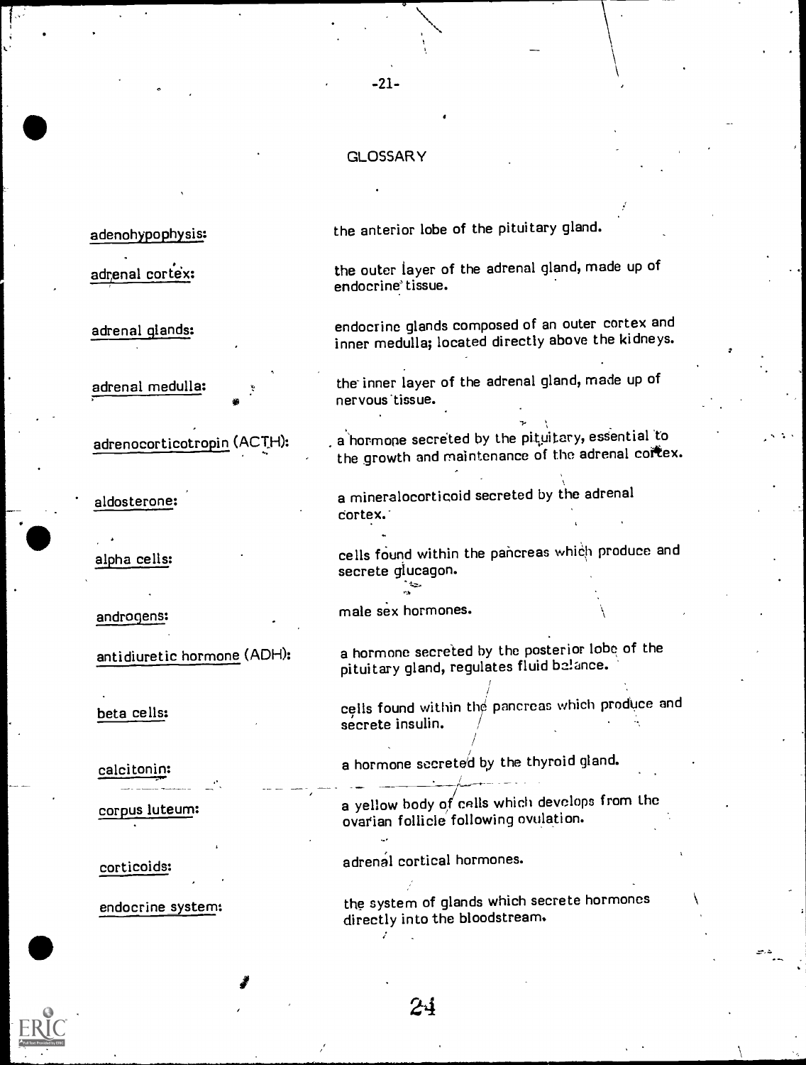## GLOSSARY

**adenohypophysis:** the anterior lobe of the pituitary gland.

**adrenal cortex:** the outer layer of the adrenal gland, made up of endocrine tissue.

**adrenal glands:** endocrine glands composed of an outer cortex and inner medulla; located directly above the kidneys.

**adrenal medulla:** the inner layer of the adrenal gland, made up of nervous tissue.

**adrenocorticotropin (ACTH):** a hormone secreted by the pituitary, essential to the growth and maintenance of the adrenal cortex.

**aldosterone:** a mineralocorticoid secreted by the adrenal cortex.

**alpha cells:** cells found within the pancreas which produce and secrete glucagon.

**androgens:** male sex hormones.

**antidiuretic hormone (ADH):** a hormone secreted by the posterior lobe of the pituitary gland, regulates fluid balance.

**beta cells:** cells found within the pancreas which produce and secrete insulin.

**calcitonin:** a hormone secreted by the thyroid gland.

**corpus luteum:** a yellow body of cells which develops from the ovarian follicle following ovulation.

**corticoids:** adrenal cortical hormones.

**endocrine system:** the system of glands which secrete hormones directly into the bloodstream.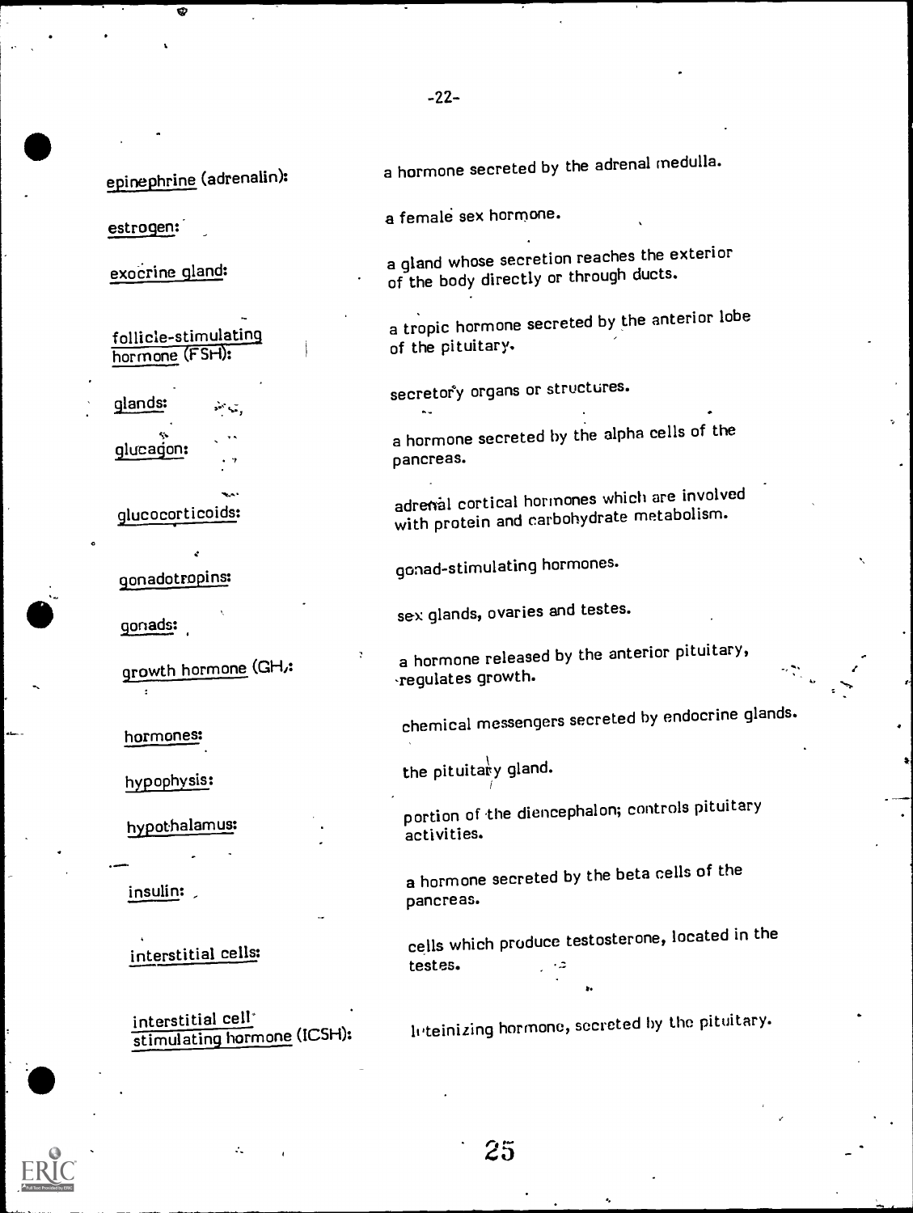<u>epinephrine</u> (adrenalin): a hormone secreted by the adrenal medulla.

<u>estrogen</u>: a female sex hormone.

<u>exocrine gland</u>: a gland whose secretion reaches the exterior of the body directly or through ducts.

<u>follicle-stimulating hormone</u> (FSH): a tropic hormone secreted by the anterior lobe of the pituitary.

<u>glands</u>: secretory organs or structures.

<u>glucagon</u>: a hormone secreted by the alpha cells of the pancreas.

<u>glucocorticoids</u>: adrenal cortical hormones which are involved with protein and carbohydrate metabolism.

<u>gonadotropins</u>: gonad-stimulating hormones.

<u>gonads</u>: sex glands, ovaries and testes.

<u>growth hormone</u> (GH): a hormone released by the anterior pituitary, regulates growth.

<u>hormones</u>: chemical messengers secreted by endocrine glands.

<u>hypophysis</u>: the pituitary gland.

<u>hypothalamus</u>: portion of the diencephalon; controls pituitary activities.

<u>insulin</u>: a hormone secreted by the beta cells of the pancreas.

<u>interstitial cells</u>: cells which produce testosterone, located in the testes.

<u>interstitial cell stimulating hormone</u> (ICSH): luteinizing hormone, secreted by the pituitary.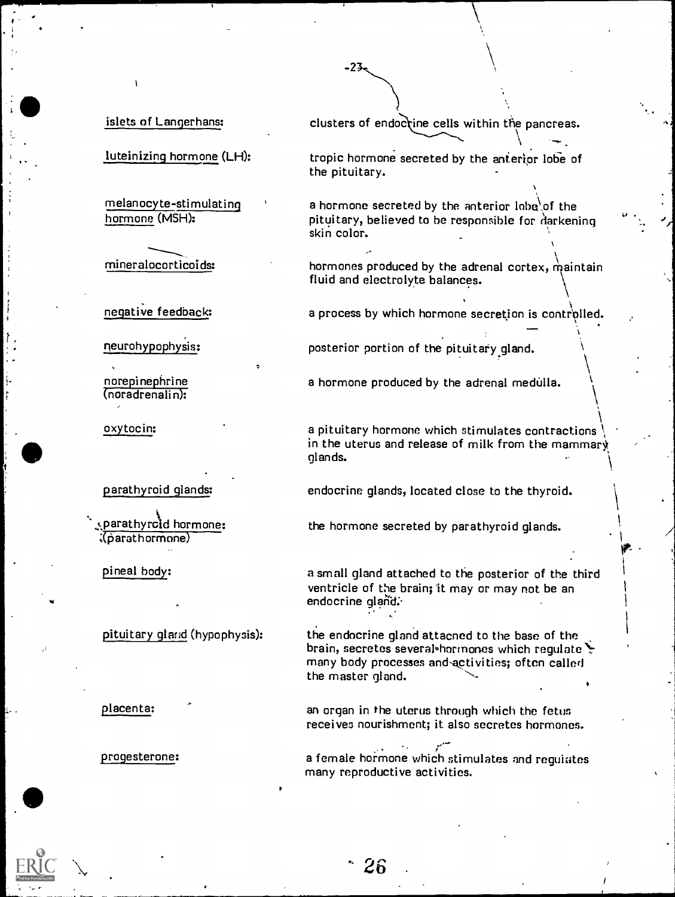islets of Langerhans: clusters of endocrine cells within the pancreas.

luteinizing hormone (LH): tropic hormone secreted by the anterior lobe of the pituitary.

melanocyte-stimulating hormone (MSH): a hormone secreted by the anterior lobe of the pituitary, believed to be responsible for darkening skin color.

mineralocorticoids: hormones produced by the adrenal cortex, maintain fluid and electrolyte balances.

negative feedback: a process by which hormone secretion is controlled.

neurohypophysis: posterior portion of the pituitary gland.

norepinephrine (noradrenalin): a hormone produced by the adrenal medulla.

oxytocin: a pituitary hormone which stimulates contractions in the uterus and release of milk from the mammary glands.

parathyroid glands: endocrine glands, located close to the thyroid.

parathyroid hormone: (parathormone) the hormone secreted by parathyroid glands.

pineal body: a small gland attached to the posterior of the third ventricle of the brain; it may or may not be an endocrine gland.

pituitary gland (hypophysis): the endocrine gland attached to the base of the brain, secretes several hormones which regulate many body processes and activities; often called the master gland.

placenta: an organ in the uterus through which the fetus receives nourishment; it also secretes hormones.

progesterone: a female hormone which stimulates and regulates many reproductive activities.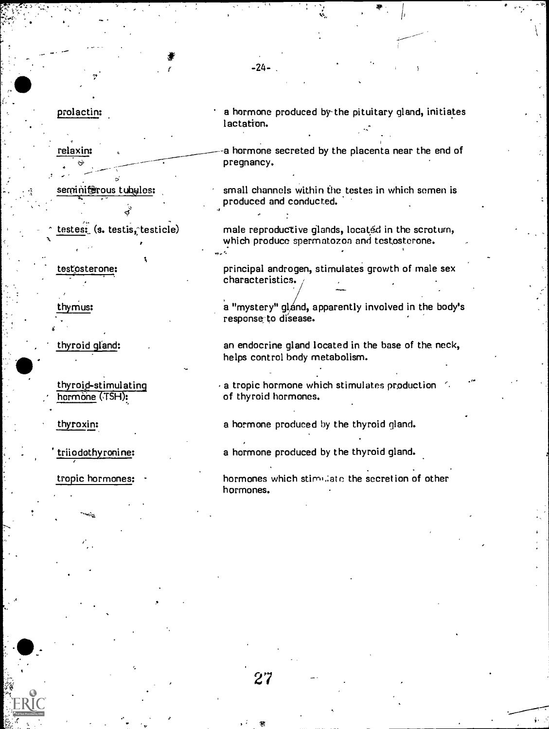prolactin: a hormone produced by the pituitary gland, initiates lactation.

relaxin: a hormone secreted by the placenta near the end of pregnancy.

seminiferous tubules: small channels within the testes in which semen is produced and conducted.

testes: (s. testis, testicle) male reproductive glands, located in the scrotum, which produce spermatozoa and testosterone.

testosterone: principal androgen, stimulates growth of male sex characteristics.

thymus: a "mystery" gland, apparently involved in the body's response to disease.

thyroid gland: an endocrine gland located in the base of the neck, helps control body metabolism.

thyroid-stimulating hormone (TSH): a tropic hormone which stimulates production of thyroid hormones.

thyroxin: a hormone produced by the thyroid gland.

triiodothyronine: a hormone produced by the thyroid gland.

tropic hormones: hormones which stimulate the secretion of other hormones.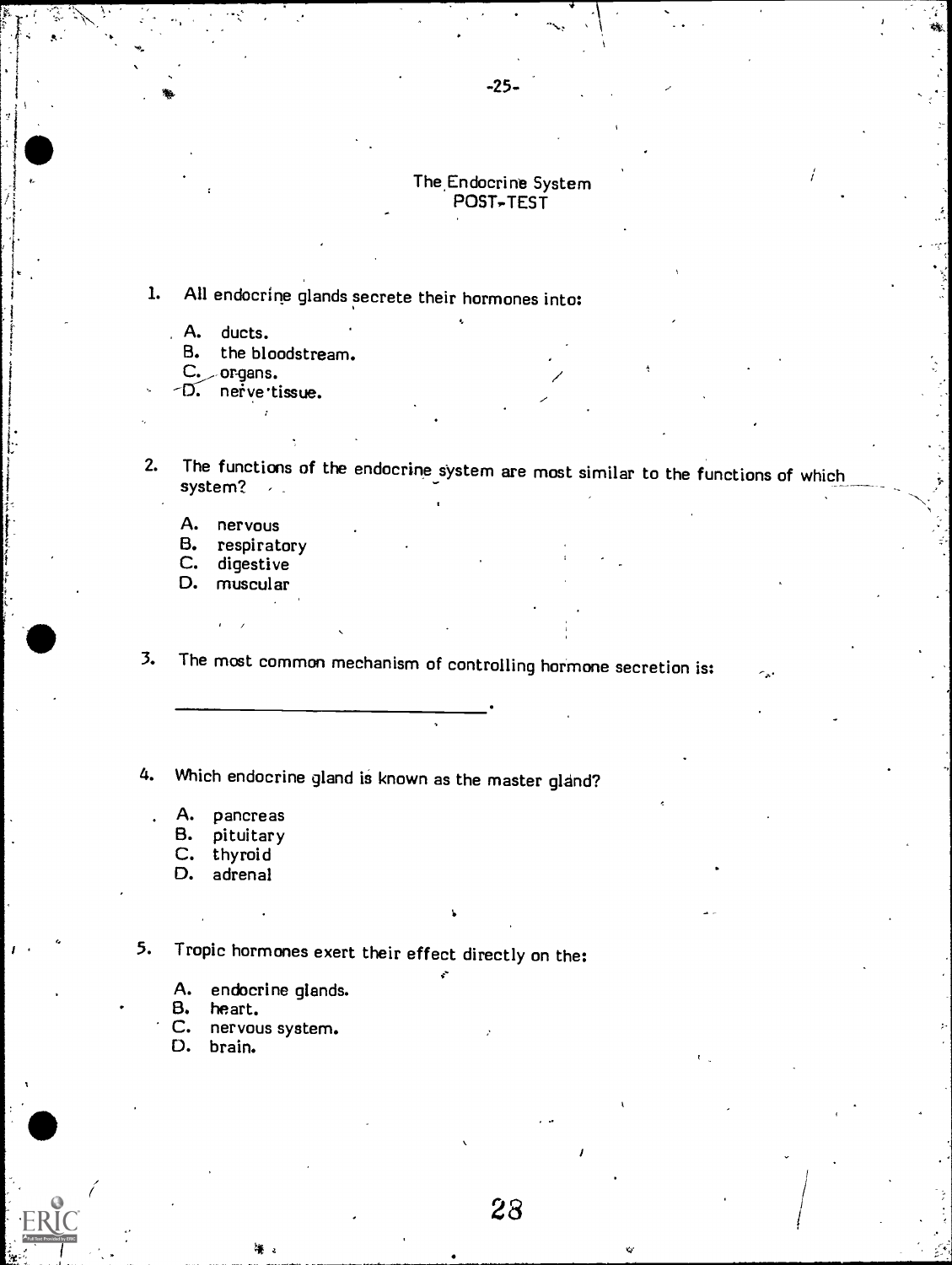## The Endocrine System
## POST-TEST

1. All endocrine glands secrete their hormones into:

   A. ducts.
   B. the bloodstream.
   C. organs.
   D. nerve tissue.

2. The functions of the endocrine system are most similar to the functions of which system?

   A. nervous
   B. respiratory
   C. digestive
   D. muscular

3. The most common mechanism of controlling hormone secretion is:

   ________________________________.

4. Which endocrine gland is known as the master gland?

   A. pancreas
   B. pituitary
   C. thyroid
   D. adrenal

5. Tropic hormones exert their effect directly on the:

   A. endocrine glands.
   B. heart.
   C. nervous system.
   D. brain.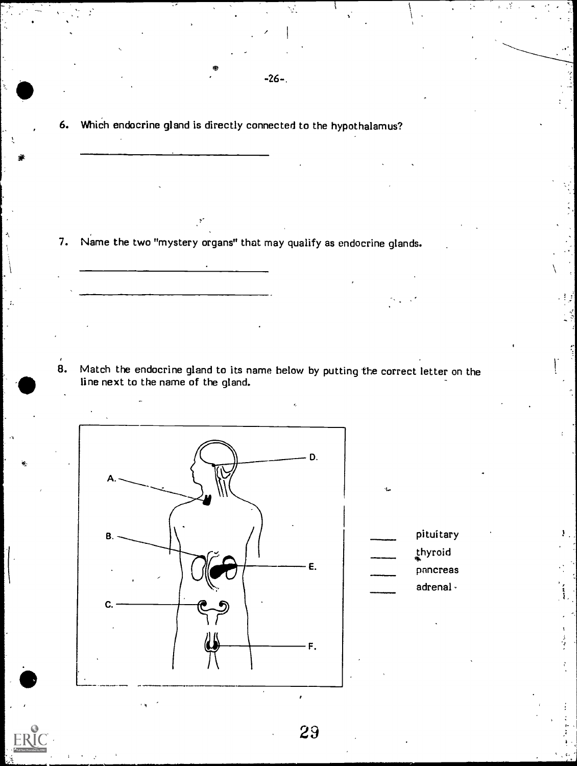6. Which endocrine gland is directly connected to the hypothalamus?

\_\_\_\_\_\_\_\_\_\_\_\_\_\_\_\_\_\_\_\_\_\_\_\_\_\_\_\_

7. Name the two "mystery organs" that may qualify as endocrine glands.

\_\_\_\_\_\_\_\_\_\_\_\_\_\_\_\_\_\_\_\_\_\_\_\_\_\_\_\_

\_\_\_\_\_\_\_\_\_\_\_\_\_\_\_\_\_\_\_\_\_\_\_\_\_\_\_\_

8. Match the endocrine gland to its name below by putting the correct letter on the line next to the name of the gland.

A.

B.

C.

D.

E.

F.

\_\_\_\_\_ pituitary

\_\_\_\_\_ thyroid

\_\_\_\_\_ pancreas

\_\_\_\_\_ adrenal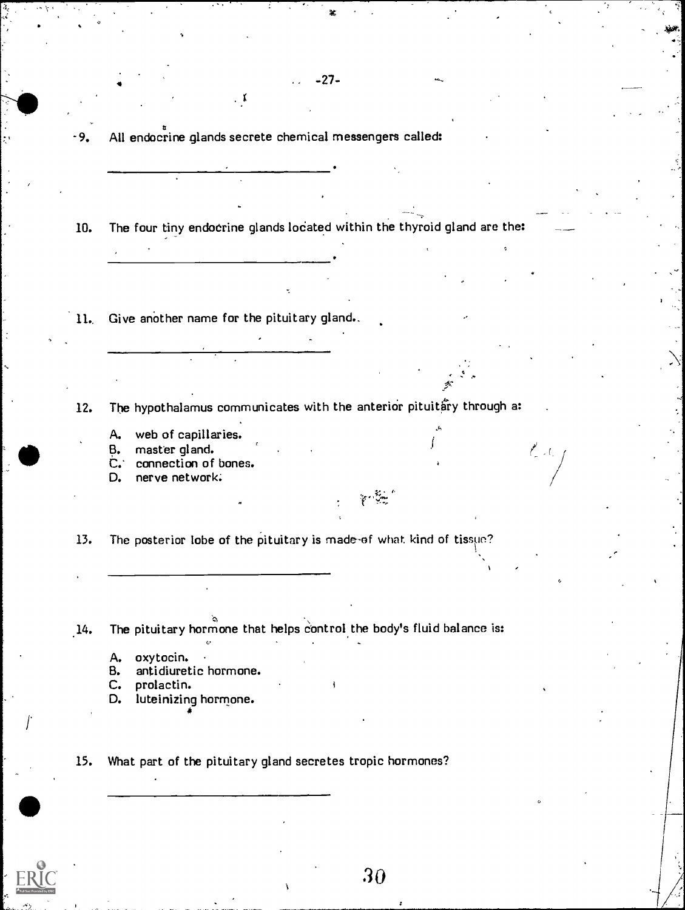9. All endocrine glands secrete chemical messengers called:

_______________________________.

10. The four tiny endocrine glands located within the thyroid gland are the:

_______________________________.

11. Give another name for the pituitary gland.

_______________________________

12. The hypothalamus communicates with the anterior pituitary through a:

    A. web of capillaries.
    B. master gland.
    C. connection of bones.
    D. nerve network.

13. The posterior lobe of the pituitary is made of what kind of tissue?

_______________________________

14. The pituitary hormone that helps control the body's fluid balance is:

    A. oxytocin.
    B. antidiuretic hormone.
    C. prolactin.
    D. luteinizing hormone.

15. What part of the pituitary gland secretes tropic hormones?

_______________________________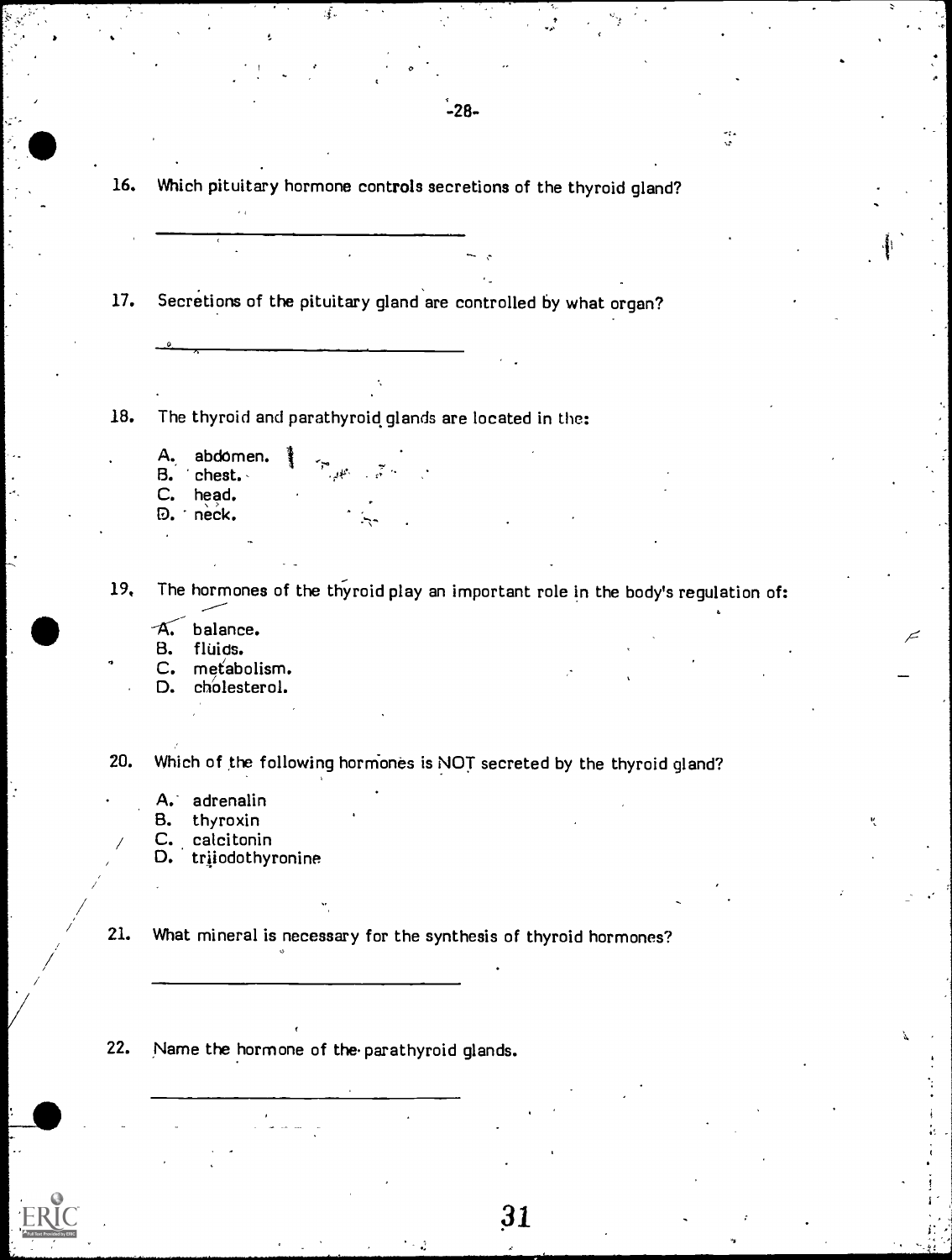16. Which pituitary hormone controls secretions of the thyroid gland?

_______________________________

17. Secretions of the pituitary gland are controlled by what organ?

_______________________________

18. The thyroid and parathyroid glands are located in the:

    A. abdomen.
    B. chest.
    C. head.
    D. neck.

19. The hormones of the thyroid play an important role in the body's regulation of:

    A. balance.
    B. fluids.
    C. metabolism.
    D. cholesterol.

20. Which of the following hormones is NOT secreted by the thyroid gland?

    A. adrenalin
    B. thyroxin
    C. calcitonin
    D. triiodothyronine

21. What mineral is necessary for the synthesis of thyroid hormones?

_______________________________

22. Name the hormone of the parathyroid glands.

_______________________________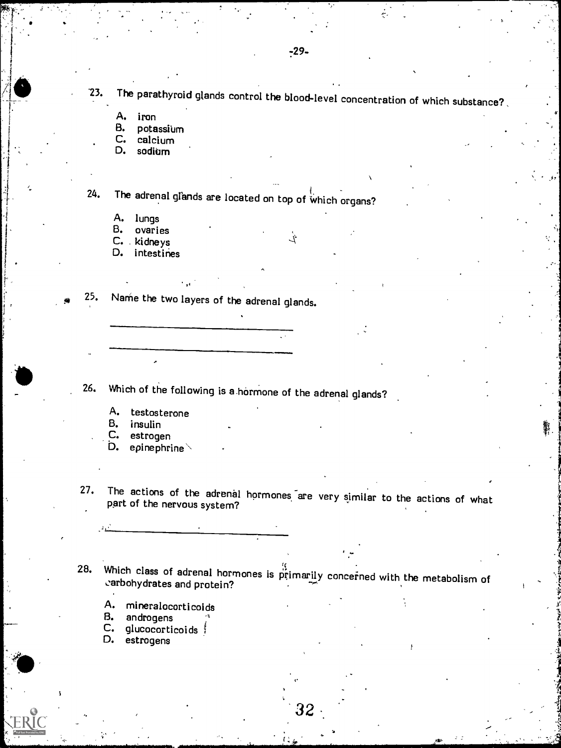23. The parathyroid glands control the blood-level concentration of which substance?

    A. iron
    B. potassium
    C. calcium
    D. sodium

24. The adrenal glands are located on top of which organs?

    A. lungs
    B. ovaries
    C. kidneys
    D. intestines

25. Name the two layers of the adrenal glands.

    ______________________________

    ______________________________

26. Which of the following is a hormone of the adrenal glands?

    A. testosterone
    B. insulin
    C. estrogen
    D. epinephrine

27. The actions of the adrenal hormones are very similar to the actions of what part of the nervous system?

    ______________________________

28. Which class of adrenal hormones is primarily concerned with the metabolism of carbohydrates and protein?

    A. mineralocorticoids
    B. androgens
    C. glucocorticoids
    D. estrogens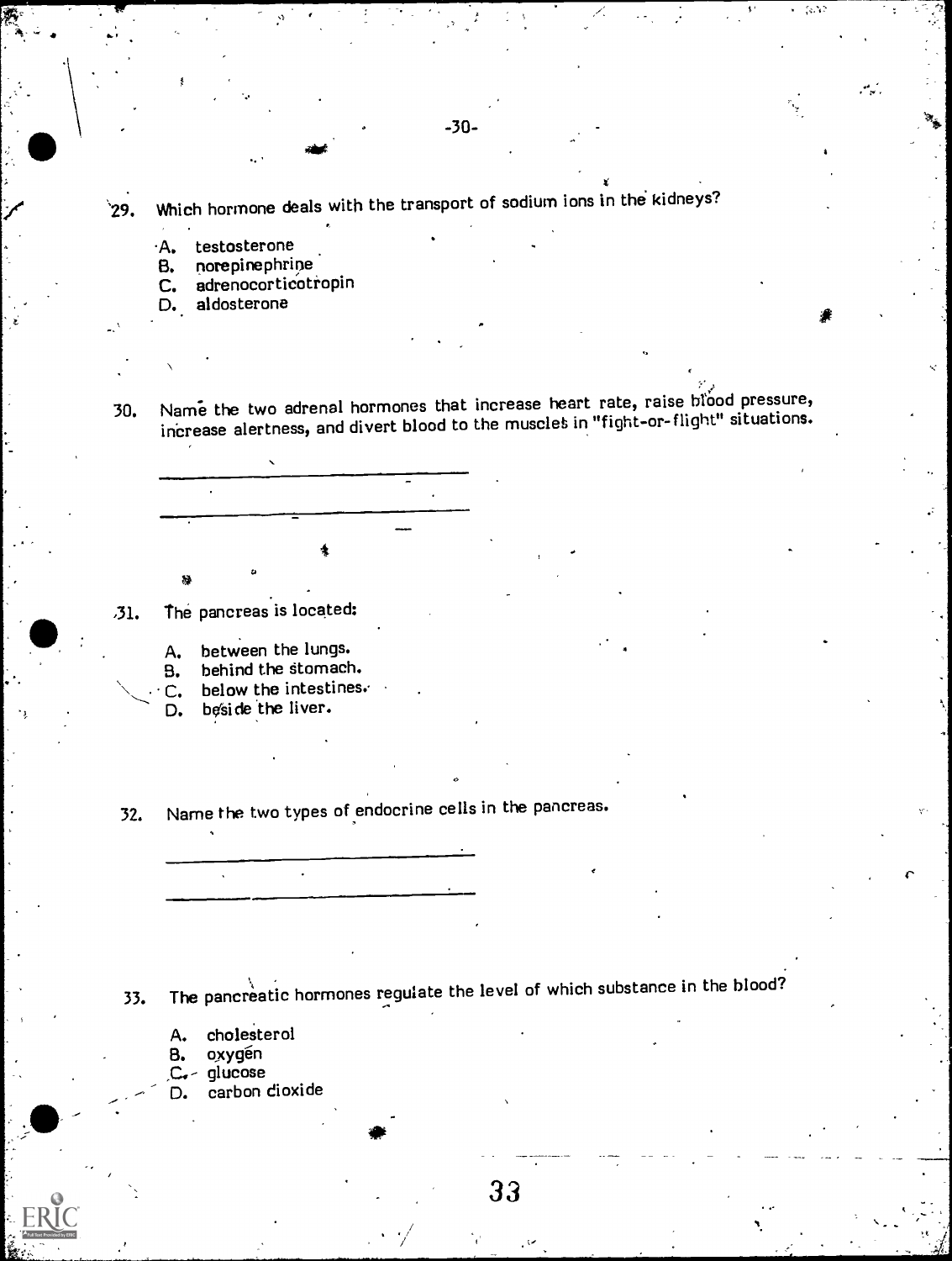29. Which hormone deals with the transport of sodium ions in the kidneys?

   A. testosterone
   B. norepinephrine
   C. adrenocorticotropin
   D. aldosterone

30. Name the two adrenal hormones that increase heart rate, raise blood pressure, increase alertness, and divert blood to the muscles in "fight-or-flight" situations.

   ______________________________

   ______________________________

31. The pancreas is located:

   A. between the lungs.
   B. behind the stomach.
   C. below the intestines.
   D. beside the liver.

32. Name the two types of endocrine cells in the pancreas.

   ______________________________

   ______________________________

33. The pancreatic hormones regulate the level of which substance in the blood?

   A. cholesterol
   B. oxygen
   C. glucose
   D. carbon dioxide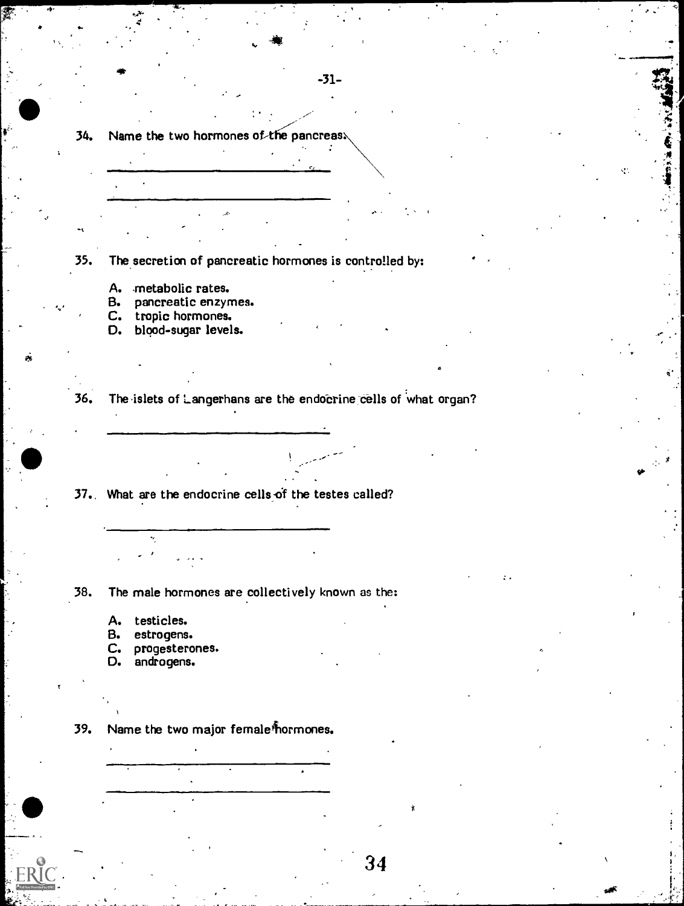34. Name the two hormones of the pancreas.

______________________________

______________________________

35. The secretion of pancreatic hormones is controlled by:

A. metabolic rates.
B. pancreatic enzymes.
C. tropic hormones.
D. blood-sugar levels.

36. The islets of Langerhans are the endocrine cells of what organ?

______________________________

37. What are the endocrine cells of the testes called?

______________________________

38. The male hormones are collectively known as the:

A. testicles.
B. estrogens.
C. progesterones.
D. androgens.

39. Name the two major female hormones.

______________________________

______________________________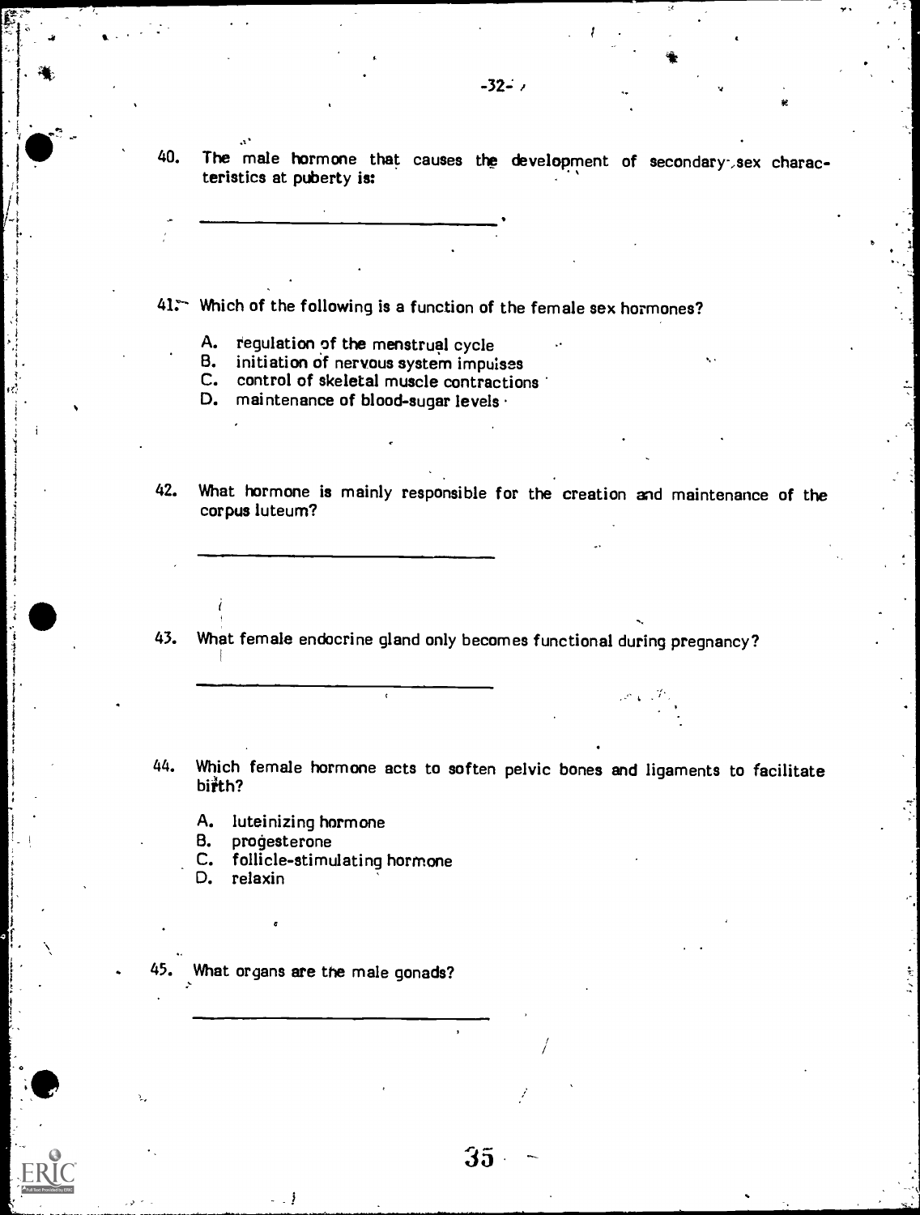40. The male hormone that causes the development of secondary sex characteristics at puberty is:

_______________________________.

41. Which of the following is a function of the female sex hormones?

A. regulation of the menstrual cycle
B. initiation of nervous system impulses
C. control of skeletal muscle contractions
D. maintenance of blood-sugar levels

42. What hormone is mainly responsible for the creation and maintenance of the corpus luteum?

_______________________________

43. What female endocrine gland only becomes functional during pregnancy?

_______________________________

44. Which female hormone acts to soften pelvic bones and ligaments to facilitate birth?

A. luteinizing hormone
B. progesterone
C. follicle-stimulating hormone
D. relaxin

45. What organs are the male gonads?

_______________________________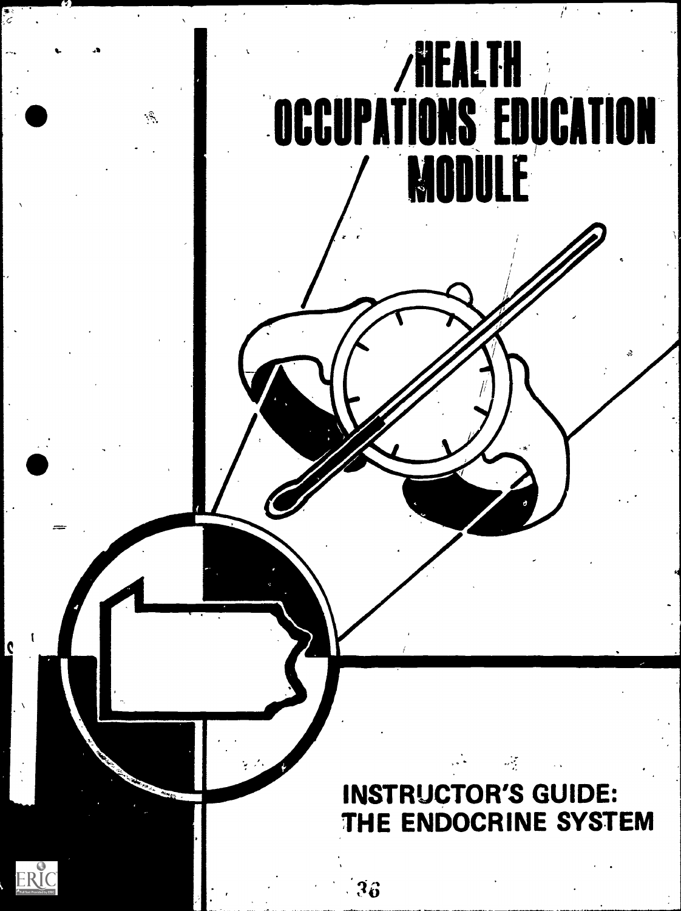# HEALTH OCCUPATIONS EDUCATION MODULE

## INSTRUCTOR'S GUIDE: THE ENDOCRINE SYSTEM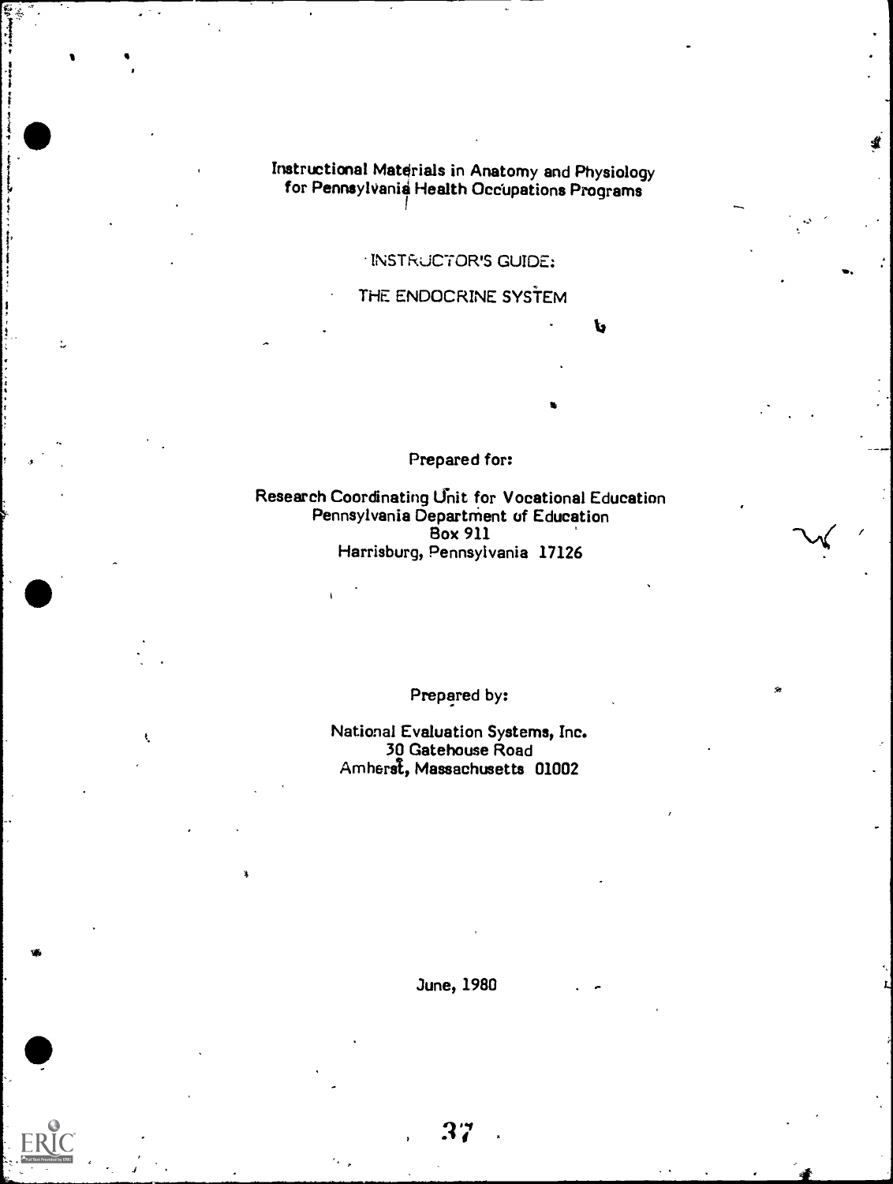Instructional Materials in Anatomy and Physiology for Pennsylvania Health Occupations Programs

INSTRUCTOR'S GUIDE:

THE ENDOCRINE SYSTEM

Prepared for:

Research Coordinating Unit for Vocational Education
Pennsylvania Department of Education
Box 911
Harrisburg, Pennsylvania 17126

Prepared by:

National Evaluation Systems, Inc.
30 Gatehouse Road
Amherst, Massachusetts 01002

June, 1980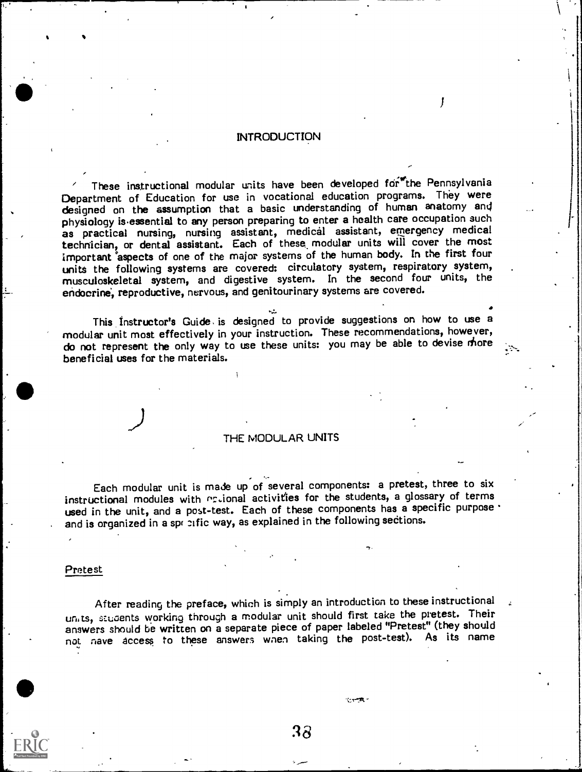# INTRODUCTION

These instructional modular units have been developed for the Pennsylvania Department of Education for use in vocational education programs. They were designed on the assumption that a basic understanding of human anatomy and physiology is essential to any person preparing to enter a health care occupation such as practical nursing, nursing assistant, medical assistant, emergency medical technician, or dental assistant. Each of these modular units will cover the most important aspects of one of the major systems of the human body. In the first four units the following systems are covered: circulatory system, respiratory system, musculoskeletal system, and digestive system. In the second four units, the endocrine, reproductive, nervous, and genitourinary systems are covered.

This Instructor's Guide is designed to provide suggestions on how to use a modular unit most effectively in your instruction. These recommendations, however, do not represent the only way to use these units: you may be able to devise more beneficial uses for the materials.

## THE MODULAR UNITS

Each modular unit is made up of several components: a pretest, three to six instructional modules with optional activities for the students, a glossary of terms used in the unit, and a post-test. Each of these components has a specific purpose and is organized in a specific way, as explained in the following sections.

### Pretest

After reading the preface, which is simply an introduction to these instructional units, students working through a modular unit should first take the pretest. Their answers should be written on a separate piece of paper labeled "Pretest" (they should not have access to these answers when taking the post-test). As its name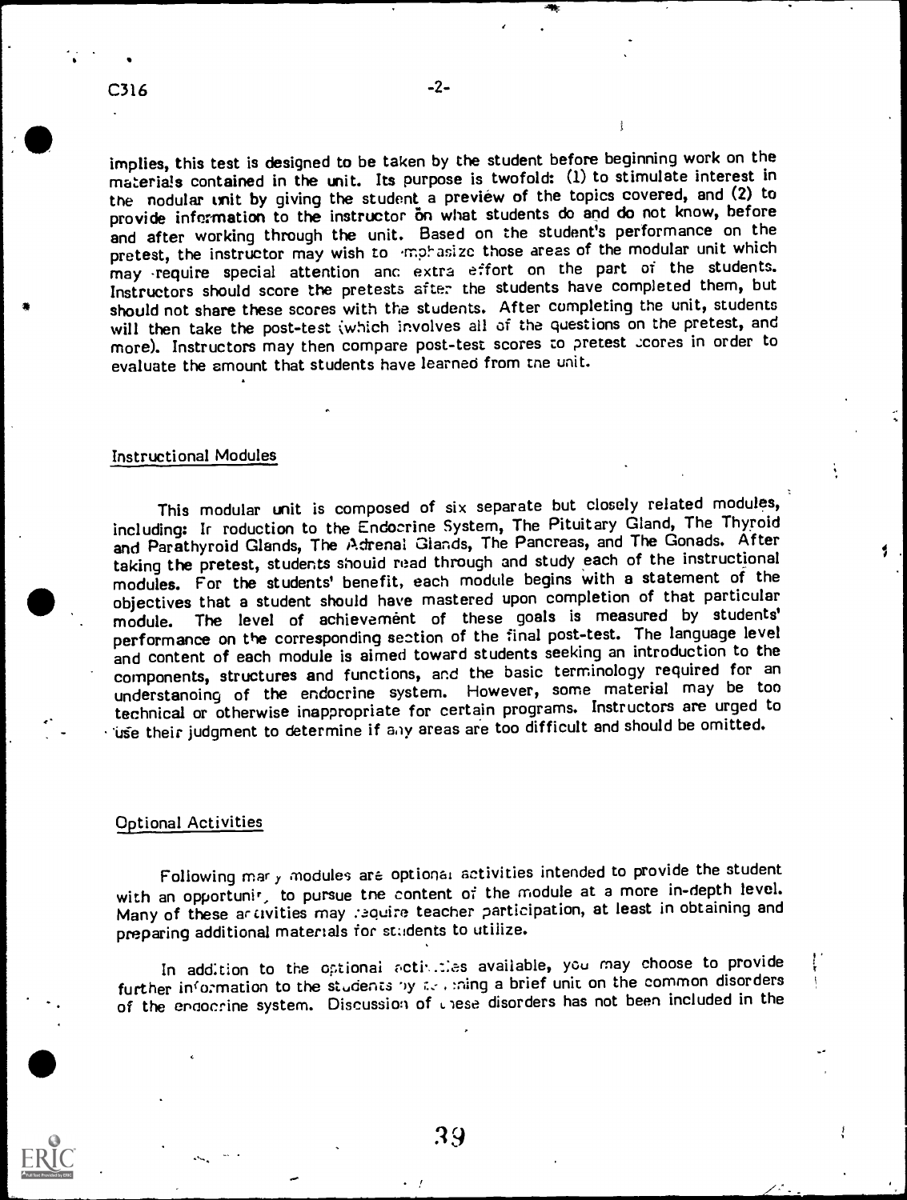implies, this test is designed to be taken by the student before beginning work on the materials contained in the unit. Its purpose is twofold: (1) to stimulate interest in the modular unit by giving the student a preview of the topics covered, and (2) to provide information to the instructor on what students do and do not know, before and after working through the unit. Based on the student's performance on the pretest, the instructor may wish to emphasize those areas of the modular unit which may require special attention and extra effort on the part of the students. Instructors should score the pretests after the students have completed them, but should not share these scores with the students. After completing the unit, students will then take the post-test (which involves all of the questions on the pretest, and more). Instructors may then compare post-test scores to pretest scores in order to evaluate the amount that students have learned from the unit.

## Instructional Modules

This modular unit is composed of six separate but closely related modules, including: Introduction to the Endocrine System, The Pituitary Gland, The Thyroid and Parathyroid Glands, The Adrenal Glands, The Pancreas, and The Gonads. After taking the pretest, students should read through and study each of the instructional modules. For the students' benefit, each module begins with a statement of the objectives that a student should have mastered upon completion of that particular module. The level of achievement of these goals is measured by students' performance on the corresponding section of the final post-test. The language level and content of each module is aimed toward students seeking an introduction to the components, structures and functions, and the basic terminology required for an understanding of the endocrine system. However, some material may be too technical or otherwise inappropriate for certain programs. Instructors are urged to use their judgment to determine if any areas are too difficult and should be omitted.

## Optional Activities

Following many modules are optional activities intended to provide the student with an opportunity to pursue the content of the module at a more in-depth level. Many of these activities may require teacher participation, at least in obtaining and preparing additional materials for students to utilize.

In addition to the optional activities available, you may choose to provide further information to the students by designing a brief unit on the common disorders of the endocrine system. Discussion of these disorders has not been included in the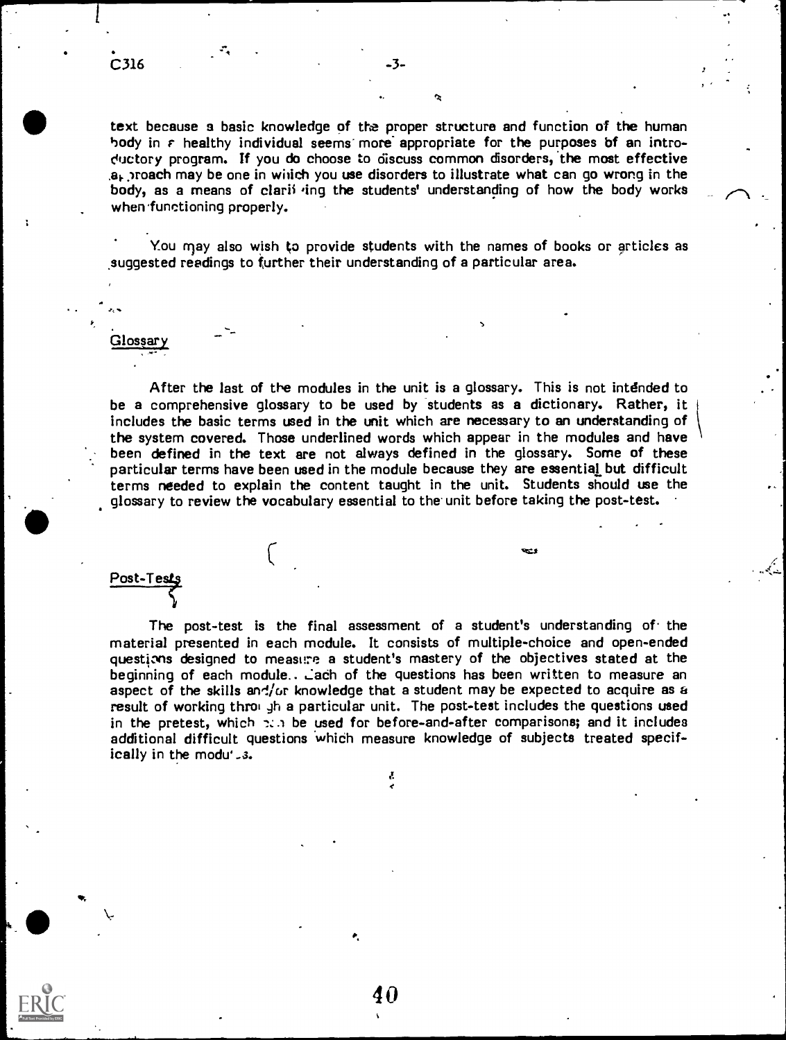text because a basic knowledge of the proper structure and function of the human body in a healthy individual seems more appropriate for the purposes of an introductory program. If you do choose to discuss common disorders, the most effective approach may be one in which you use disorders to illustrate what can go wrong in the body, as a means of clarifying the students' understanding of how the body works when functioning properly.

You may also wish to provide students with the names of books or articles as suggested readings to further their understanding of a particular area.

## Glossary

After the last of the modules in the unit is a glossary. This is not intended to be a comprehensive glossary to be used by students as a dictionary. Rather, it includes the basic terms used in the unit which are necessary to an understanding of the system covered. Those underlined words which appear in the modules and have been defined in the text are not always defined in the glossary. Some of these particular terms have been used in the module because they are essential but difficult terms needed to explain the content taught in the unit. Students should use the glossary to review the vocabulary essential to the unit before taking the post-test.

## Post-Tests

The post-test is the final assessment of a student's understanding of the material presented in each module. It consists of multiple-choice and open-ended questions designed to measure a student's mastery of the objectives stated at the beginning of each module. Each of the questions has been written to measure an aspect of the skills and/or knowledge that a student may be expected to acquire as a result of working through a particular unit. The post-test includes the questions used in the pretest, which can be used for before-and-after comparisons; and it includes additional difficult questions which measure knowledge of subjects treated specifically in the modules.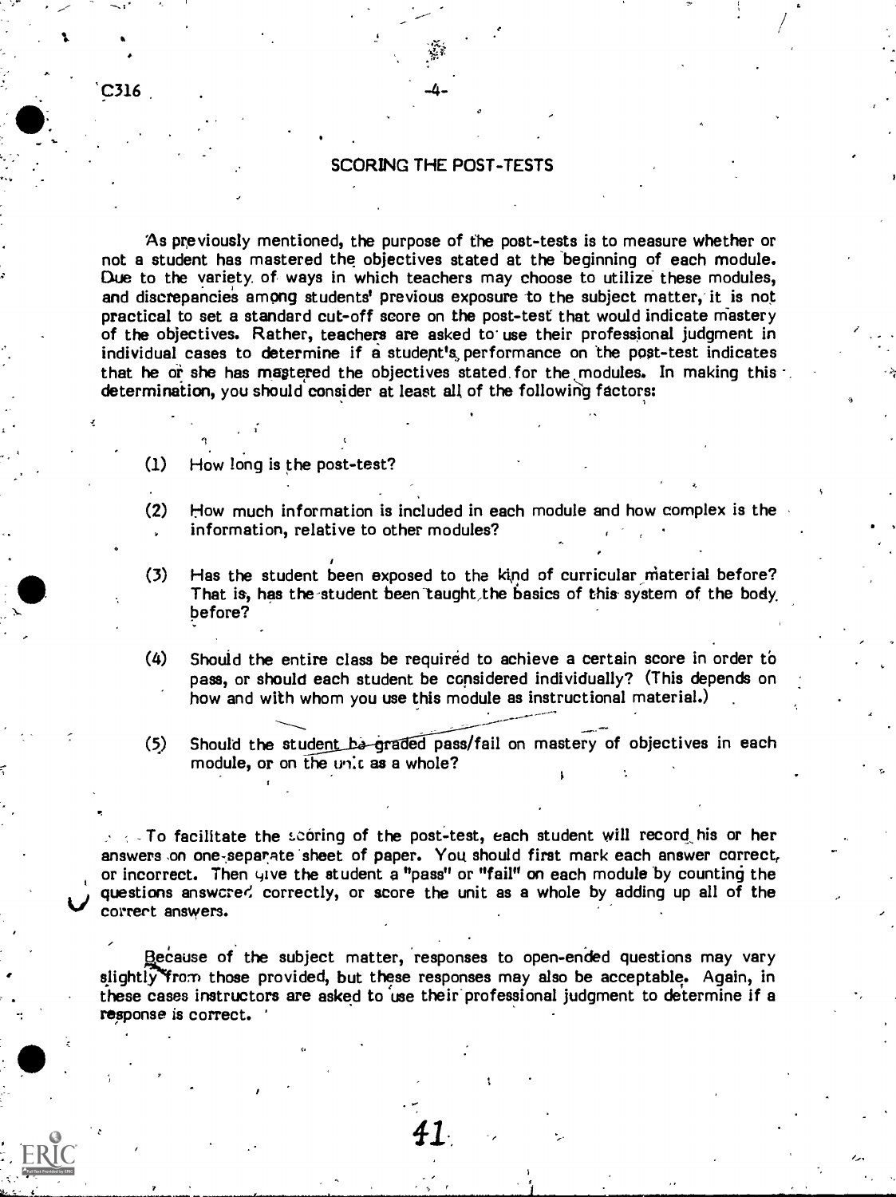## SCORING THE POST-TESTS

As previously mentioned, the purpose of the post-tests is to measure whether or not a student has mastered the objectives stated at the beginning of each module. Due to the variety of ways in which teachers may choose to utilize these modules, and discrepancies among students' previous exposure to the subject matter, it is not practical to set a standard cut-off score on the post-test that would indicate mastery of the objectives. Rather, teachers are asked to use their professional judgment in individual cases to determine if a student's performance on the post-test indicates that he or she has mastered the objectives stated for the modules. In making this determination, you should consider at least all of the following factors:

(1) How long is the post-test?

(2) How much information is included in each module and how complex is the information, relative to other modules?

(3) Has the student been exposed to the kind of curricular material before? That is, has the student been taught the basics of this system of the body before?

(4) Should the entire class be required to achieve a certain score in order to pass, or should each student be considered individually? (This depends on how and with whom you use this module as instructional material.)

(5) Should the student be graded pass/fail on mastery of objectives in each module, or on the unit as a whole?

To facilitate the scoring of the post-test, each student will record his or her answers on one separate sheet of paper. You should first mark each answer correct, or incorrect. Then give the student a "pass" or "fail" on each module by counting the questions answered correctly, or score the unit as a whole by adding up all of the correct answers.

Because of the subject matter, responses to open-ended questions may vary slightly from those provided, but these responses may also be acceptable. Again, in these cases instructors are asked to use their professional judgment to determine if a response is correct.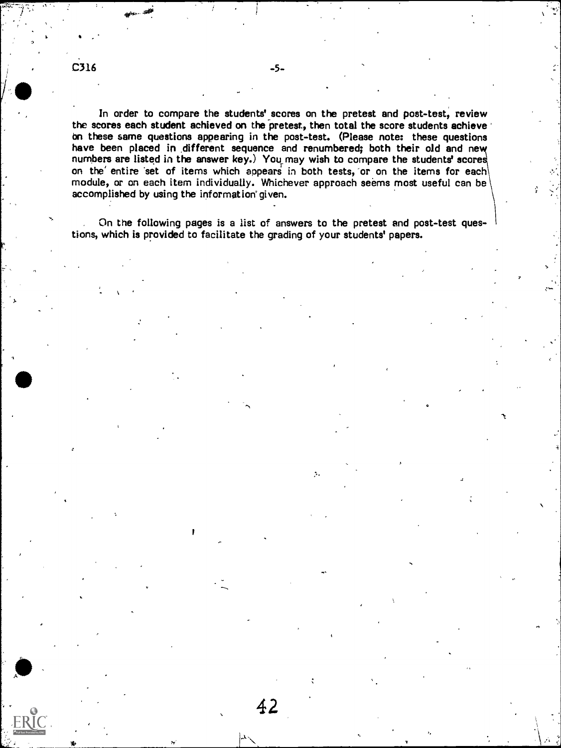In order to compare the students' scores on the pretest and post-test, review the scores each student achieved on the pretest, then total the score students achieve on these same questions appearing in the post-test. (Please note: these questions have been placed in different sequence and renumbered; both their old and new numbers are listed in the answer key.) You may wish to compare the students' scores on the entire set of items which appears in both tests, or on the items for each module, or on each item individually. Whichever approach seems most useful can be accomplished by using the information given.

On the following pages is a list of answers to the pretest and post-test questions, which is provided to facilitate the grading of your students' papers.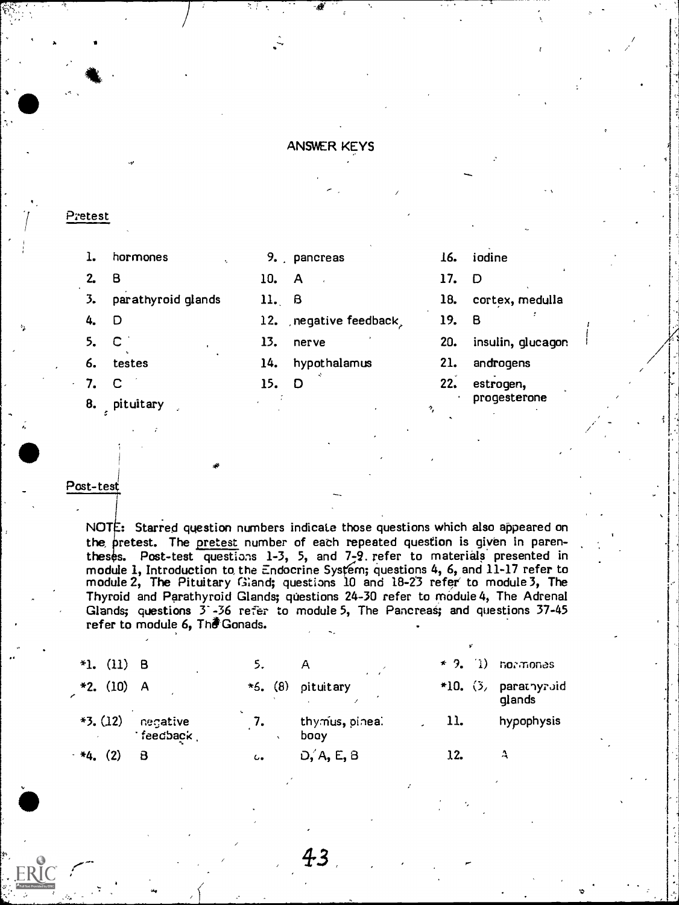# ANSWER KEYS

## Pretest

1. hormones
2. B
3. parathyroid glands
4. D
5. C
6. testes
7. C
8. pituitary
9. pancreas
10. A
11. B
12. negative feedback
13. nerve
14. hypothalamus
15. D
16. iodine
17. D
18. cortex, medulla
19. B
20. insulin, glucagon
21. androgens
22. estrogen, progesterone

## Post-test

NOTE: Starred question numbers indicate those questions which also appeared on the pretest. The pretest number of each repeated question is given in parentheses. Post-test questions 1-3, 5, and 7-9 refer to materials presented in module 1, Introduction to the Endocrine System; questions 4, 6, and 11-17 refer to module 2, The Pituitary Gland; questions 10 and 18-23 refer to module 3, The Thyroid and Parathyroid Glands; questions 24-30 refer to module 4, The Adrenal Glands; questions 31-36 refer to module 5, The Pancreas; and questions 37-45 refer to module 6, The Gonads.

- *1. (11) B
- *2. (10) A
- *3. (12) negative feedback
- *4. (2) B
- 5. A
- *6. (8) pituitary
- 7. thymus, pineal body
- 8. D, A, E, B
- *9. (1) hormones
- *10. (3) parathyroid glands
- 11. hypophysis
- 12. A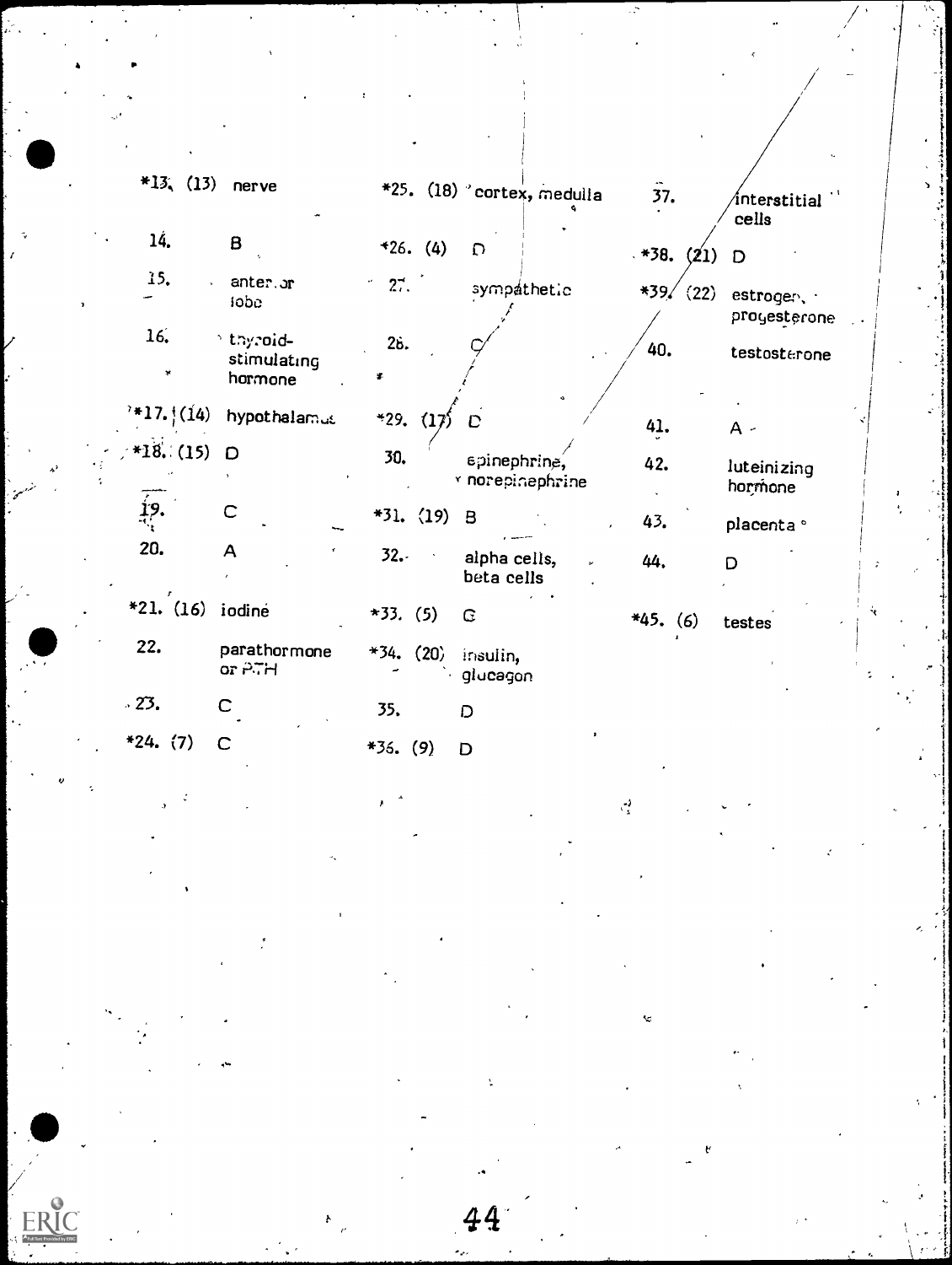| | | | | | | | |
|---|---|---|---|---|---|---|---|
| *13. (13) | nerve | *25. (18) | cortex, medulla | 37. | | interstitial cells |
| 14. | B | *26. (4) | D | *38. (21) | | D |
| 15. | anterior lobe | 27. | sympathetic | *39. (22) | | estrogen, progesterone |
| 16. | thyroid-stimulating hormone | 28. | C | 40. | | testosterone |
| *17. (14) | hypothalamus | *29. (17) | D | 41. | | A |
| *18. (15) | D | 30. | epinephrine, norepinephrine | 42. | | luteinizing hormone |
| 19. | C | *31. (19) | B | 43. | | placenta |
| 20. | A | 32. | alpha cells, beta cells | 44. | | D |
| *21. (16) | iodine | *33. (5) | C | *45. (6) | | testes |
| 22. | parathormone or PTH | *34. (20) | insulin, glucagon | | | |
| 23. | C | 35. | D | | | |
| *24. (7) | C | *36. (9) | D | | | |